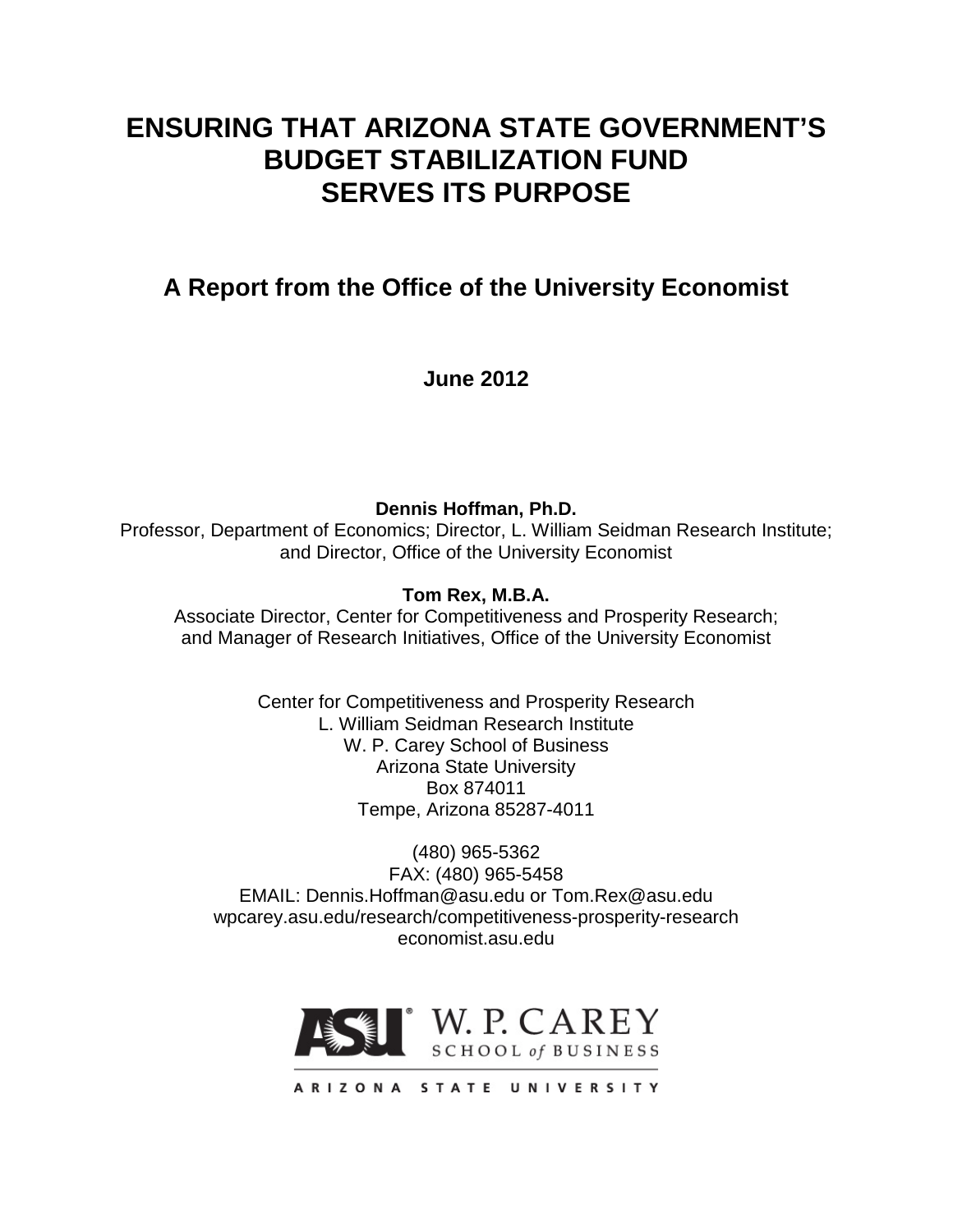# ENSURING THAT ARIZONA STATE GOVERNMENT'S BUDGET STABILIZATION FUND SERVES ITS PURPOSE

## A Report from the Office of the University Economist

**June 2012**

**Dennis Hoffman, Ph.D.**
Professor, Department of Economics; Director, L. William Seidman Research Institute; and Director, Office of the University Economist

**Tom Rex, M.B.A.**
Associate Director, Center for Competitiveness and Prosperity Research; and Manager of Research Initiatives, Office of the University Economist

Center for Competitiveness and Prosperity Research
L. William Seidman Research Institute
W. P. Carey School of Business
Arizona State University
Box 874011
Tempe, Arizona 85287-4011

(480) 965-5362
FAX: (480) 965-5458
EMAIL: Dennis.Hoffman@asu.edu or Tom.Rex@asu.edu
wpcarey.asu.edu/research/competitiveness-prosperity-research
economist.asu.edu

ASU W. P. CAREY SCHOOL of BUSINESS
ARIZONA STATE UNIVERSITY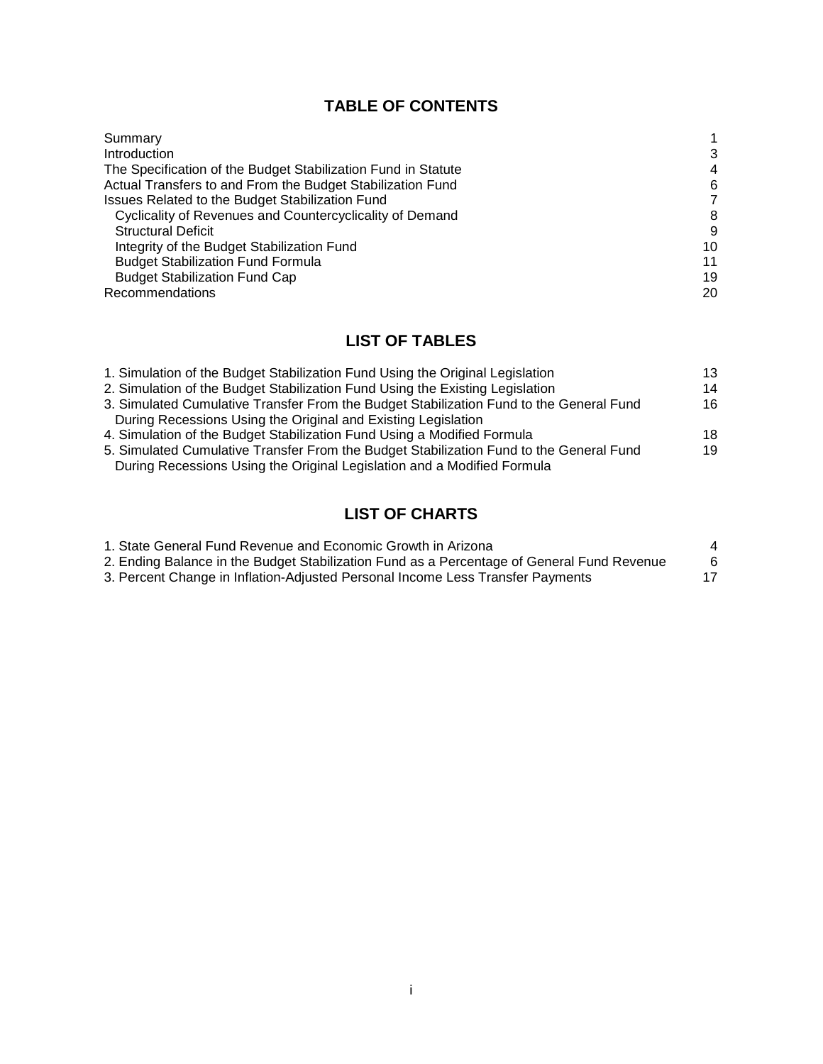## TABLE OF CONTENTS

| | |
|---|---|
| Summary | 1 |
| Introduction | 3 |
| The Specification of the Budget Stabilization Fund in Statute | 4 |
| Actual Transfers to and From the Budget Stabilization Fund | 6 |
| Issues Related to the Budget Stabilization Fund | 7 |
| Cyclicality of Revenues and Countercyclicality of Demand | 8 |
| Structural Deficit | 9 |
| Integrity of the Budget Stabilization Fund | 10 |
| Budget Stabilization Fund Formula | 11 |
| Budget Stabilization Fund Cap | 19 |
| Recommendations | 20 |

## LIST OF TABLES

| | |
|---|---|
| 1. Simulation of the Budget Stabilization Fund Using the Original Legislation | 13 |
| 2. Simulation of the Budget Stabilization Fund Using the Existing Legislation | 14 |
| 3. Simulated Cumulative Transfer From the Budget Stabilization Fund to the General Fund During Recessions Using the Original and Existing Legislation | 16 |
| 4. Simulation of the Budget Stabilization Fund Using a Modified Formula | 18 |
| 5. Simulated Cumulative Transfer From the Budget Stabilization Fund to the General Fund During Recessions Using the Original Legislation and a Modified Formula | 19 |

## LIST OF CHARTS

| | |
|---|---|
| 1. State General Fund Revenue and Economic Growth in Arizona | 4 |
| 2. Ending Balance in the Budget Stabilization Fund as a Percentage of General Fund Revenue | 6 |
| 3. Percent Change in Inflation-Adjusted Personal Income Less Transfer Payments | 17 |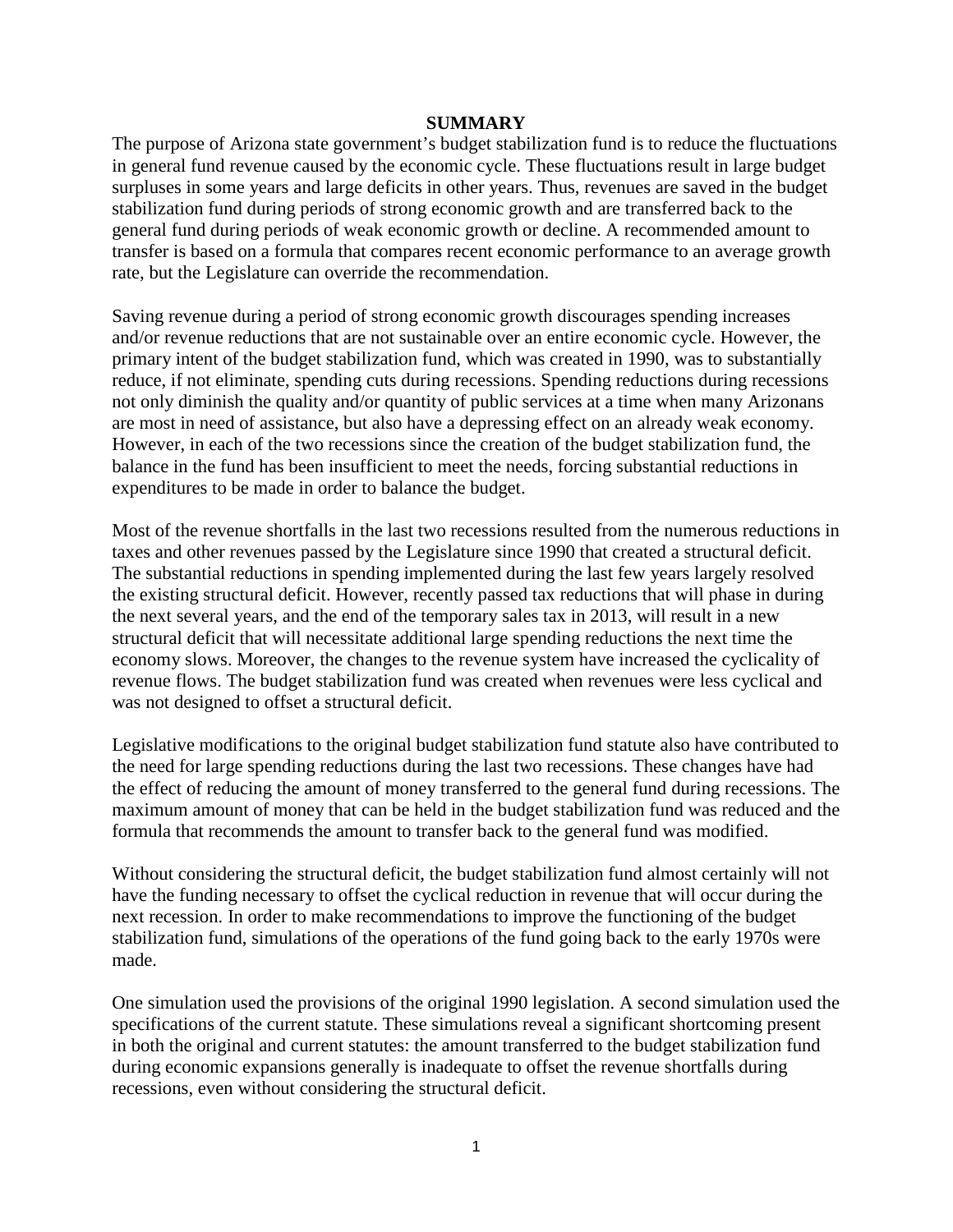# SUMMARY

The purpose of Arizona state government's budget stabilization fund is to reduce the fluctuations in general fund revenue caused by the economic cycle. These fluctuations result in large budget surpluses in some years and large deficits in other years. Thus, revenues are saved in the budget stabilization fund during periods of strong economic growth and are transferred back to the general fund during periods of weak economic growth or decline. A recommended amount to transfer is based on a formula that compares recent economic performance to an average growth rate, but the Legislature can override the recommendation.

Saving revenue during a period of strong economic growth discourages spending increases and/or revenue reductions that are not sustainable over an entire economic cycle. However, the primary intent of the budget stabilization fund, which was created in 1990, was to substantially reduce, if not eliminate, spending cuts during recessions. Spending reductions during recessions not only diminish the quality and/or quantity of public services at a time when many Arizonans are most in need of assistance, but also have a depressing effect on an already weak economy. However, in each of the two recessions since the creation of the budget stabilization fund, the balance in the fund has been insufficient to meet the needs, forcing substantial reductions in expenditures to be made in order to balance the budget.

Most of the revenue shortfalls in the last two recessions resulted from the numerous reductions in taxes and other revenues passed by the Legislature since 1990 that created a structural deficit. The substantial reductions in spending implemented during the last few years largely resolved the existing structural deficit. However, recently passed tax reductions that will phase in during the next several years, and the end of the temporary sales tax in 2013, will result in a new structural deficit that will necessitate additional large spending reductions the next time the economy slows. Moreover, the changes to the revenue system have increased the cyclicality of revenue flows. The budget stabilization fund was created when revenues were less cyclical and was not designed to offset a structural deficit.

Legislative modifications to the original budget stabilization fund statute also have contributed to the need for large spending reductions during the last two recessions. These changes have had the effect of reducing the amount of money transferred to the general fund during recessions. The maximum amount of money that can be held in the budget stabilization fund was reduced and the formula that recommends the amount to transfer back to the general fund was modified.

Without considering the structural deficit, the budget stabilization fund almost certainly will not have the funding necessary to offset the cyclical reduction in revenue that will occur during the next recession. In order to make recommendations to improve the functioning of the budget stabilization fund, simulations of the operations of the fund going back to the early 1970s were made.

One simulation used the provisions of the original 1990 legislation. A second simulation used the specifications of the current statute. These simulations reveal a significant shortcoming present in both the original and current statutes: the amount transferred to the budget stabilization fund during economic expansions generally is inadequate to offset the revenue shortfalls during recessions, even without considering the structural deficit.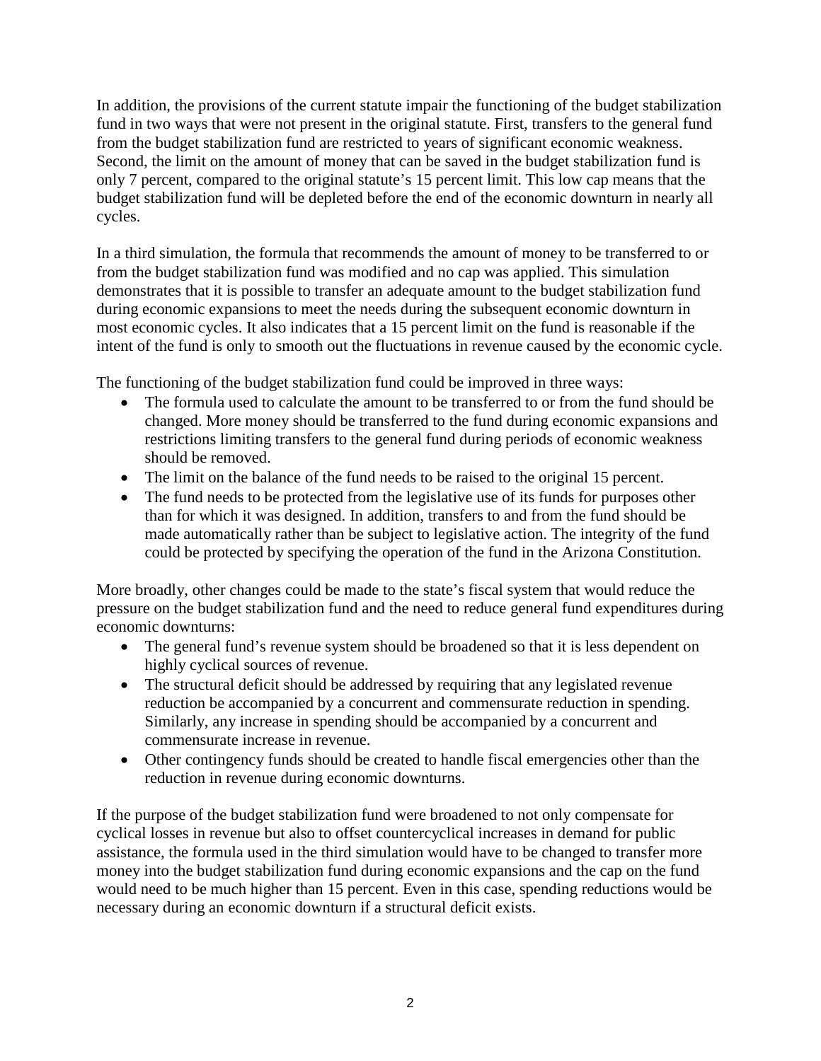In addition, the provisions of the current statute impair the functioning of the budget stabilization fund in two ways that were not present in the original statute. First, transfers to the general fund from the budget stabilization fund are restricted to years of significant economic weakness. Second, the limit on the amount of money that can be saved in the budget stabilization fund is only 7 percent, compared to the original statute's 15 percent limit. This low cap means that the budget stabilization fund will be depleted before the end of the economic downturn in nearly all cycles.

In a third simulation, the formula that recommends the amount of money to be transferred to or from the budget stabilization fund was modified and no cap was applied. This simulation demonstrates that it is possible to transfer an adequate amount to the budget stabilization fund during economic expansions to meet the needs during the subsequent economic downturn in most economic cycles. It also indicates that a 15 percent limit on the fund is reasonable if the intent of the fund is only to smooth out the fluctuations in revenue caused by the economic cycle.

The functioning of the budget stabilization fund could be improved in three ways:

- The formula used to calculate the amount to be transferred to or from the fund should be changed. More money should be transferred to the fund during economic expansions and restrictions limiting transfers to the general fund during periods of economic weakness should be removed.
- The limit on the balance of the fund needs to be raised to the original 15 percent.
- The fund needs to be protected from the legislative use of its funds for purposes other than for which it was designed. In addition, transfers to and from the fund should be made automatically rather than be subject to legislative action. The integrity of the fund could be protected by specifying the operation of the fund in the Arizona Constitution.

More broadly, other changes could be made to the state's fiscal system that would reduce the pressure on the budget stabilization fund and the need to reduce general fund expenditures during economic downturns:

- The general fund's revenue system should be broadened so that it is less dependent on highly cyclical sources of revenue.
- The structural deficit should be addressed by requiring that any legislated revenue reduction be accompanied by a concurrent and commensurate reduction in spending. Similarly, any increase in spending should be accompanied by a concurrent and commensurate increase in revenue.
- Other contingency funds should be created to handle fiscal emergencies other than the reduction in revenue during economic downturns.

If the purpose of the budget stabilization fund were broadened to not only compensate for cyclical losses in revenue but also to offset countercyclical increases in demand for public assistance, the formula used in the third simulation would have to be changed to transfer more money into the budget stabilization fund during economic expansions and the cap on the fund would need to be much higher than 15 percent. Even in this case, spending reductions would be necessary during an economic downturn if a structural deficit exists.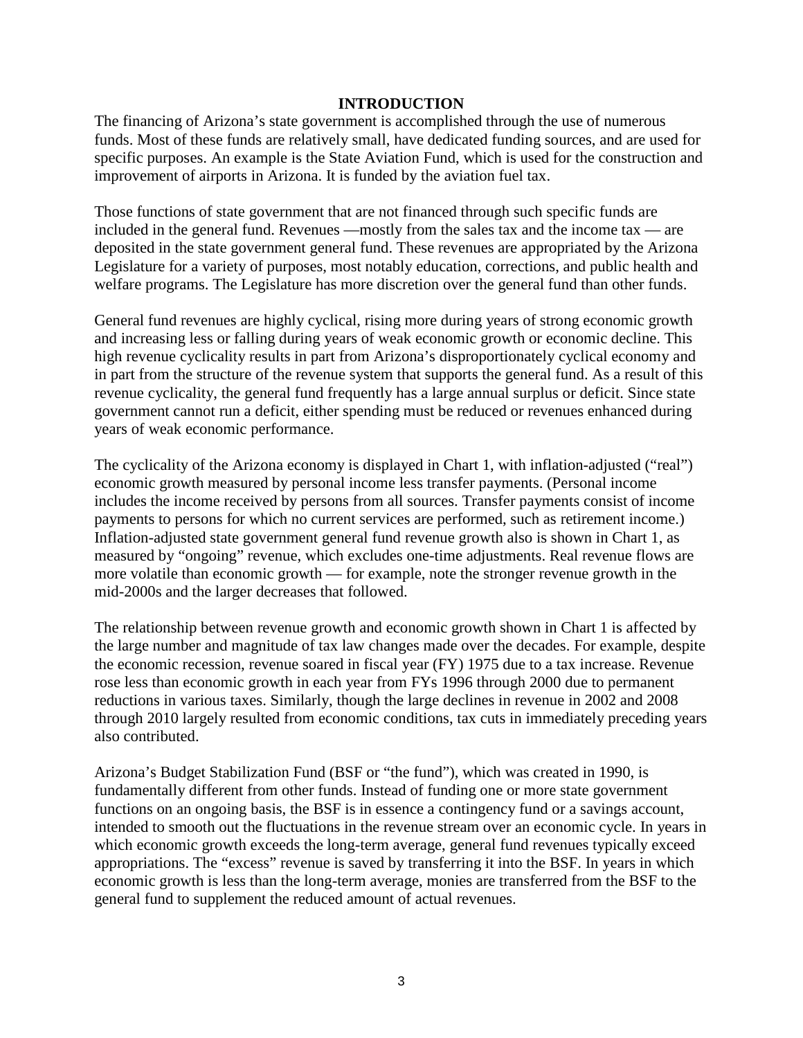# INTRODUCTION

The financing of Arizona's state government is accomplished through the use of numerous funds. Most of these funds are relatively small, have dedicated funding sources, and are used for specific purposes. An example is the State Aviation Fund, which is used for the construction and improvement of airports in Arizona. It is funded by the aviation fuel tax.

Those functions of state government that are not financed through such specific funds are included in the general fund. Revenues —mostly from the sales tax and the income tax — are deposited in the state government general fund. These revenues are appropriated by the Arizona Legislature for a variety of purposes, most notably education, corrections, and public health and welfare programs. The Legislature has more discretion over the general fund than other funds.

General fund revenues are highly cyclical, rising more during years of strong economic growth and increasing less or falling during years of weak economic growth or economic decline. This high revenue cyclicality results in part from Arizona's disproportionately cyclical economy and in part from the structure of the revenue system that supports the general fund. As a result of this revenue cyclicality, the general fund frequently has a large annual surplus or deficit. Since state government cannot run a deficit, either spending must be reduced or revenues enhanced during years of weak economic performance.

The cyclicality of the Arizona economy is displayed in Chart 1, with inflation-adjusted ("real") economic growth measured by personal income less transfer payments. (Personal income includes the income received by persons from all sources. Transfer payments consist of income payments to persons for which no current services are performed, such as retirement income.) Inflation-adjusted state government general fund revenue growth also is shown in Chart 1, as measured by "ongoing" revenue, which excludes one-time adjustments. Real revenue flows are more volatile than economic growth — for example, note the stronger revenue growth in the mid-2000s and the larger decreases that followed.

The relationship between revenue growth and economic growth shown in Chart 1 is affected by the large number and magnitude of tax law changes made over the decades. For example, despite the economic recession, revenue soared in fiscal year (FY) 1975 due to a tax increase. Revenue rose less than economic growth in each year from FYs 1996 through 2000 due to permanent reductions in various taxes. Similarly, though the large declines in revenue in 2002 and 2008 through 2010 largely resulted from economic conditions, tax cuts in immediately preceding years also contributed.

Arizona's Budget Stabilization Fund (BSF or "the fund"), which was created in 1990, is fundamentally different from other funds. Instead of funding one or more state government functions on an ongoing basis, the BSF is in essence a contingency fund or a savings account, intended to smooth out the fluctuations in the revenue stream over an economic cycle. In years in which economic growth exceeds the long-term average, general fund revenues typically exceed appropriations. The "excess" revenue is saved by transferring it into the BSF. In years in which economic growth is less than the long-term average, monies are transferred from the BSF to the general fund to supplement the reduced amount of actual revenues.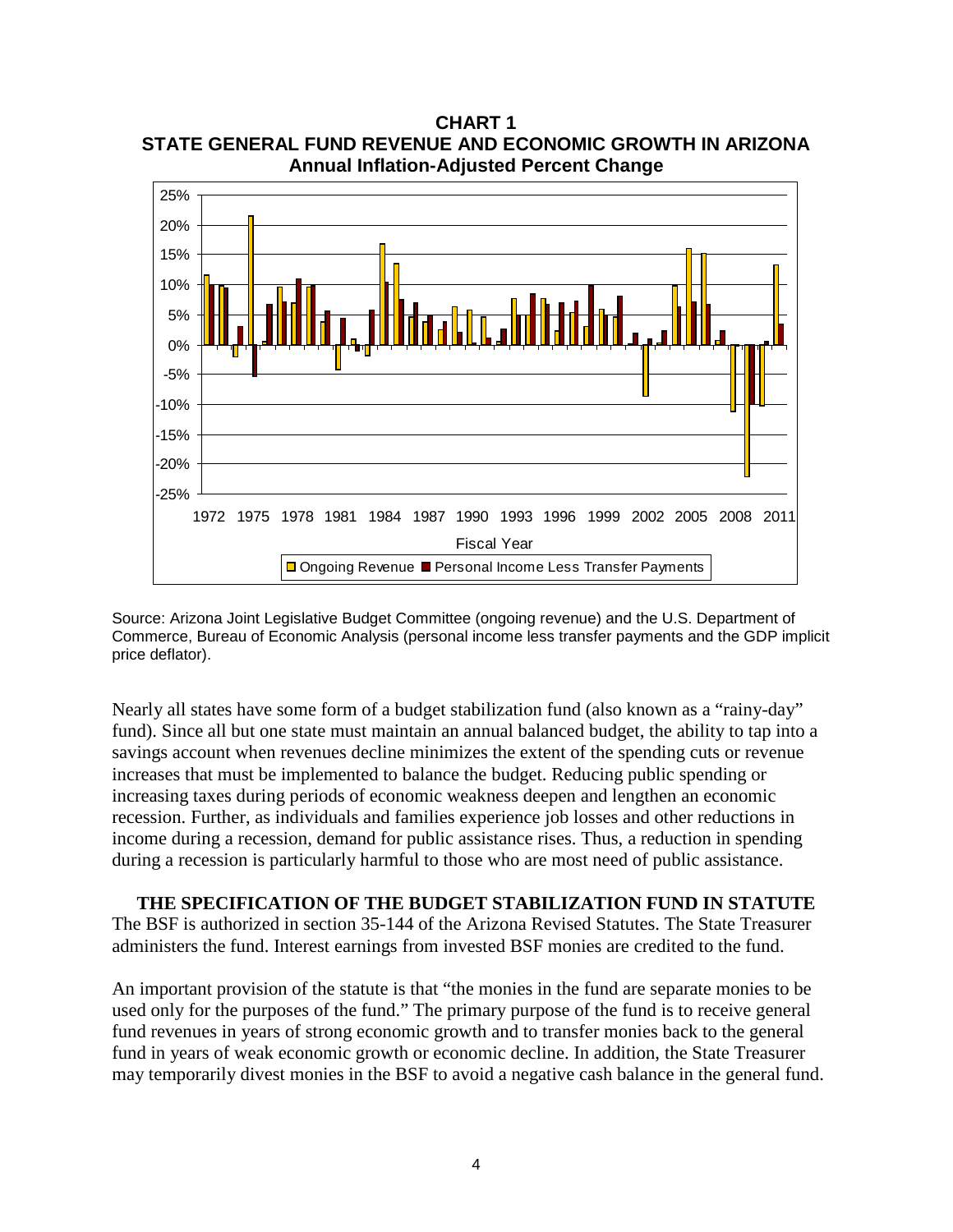**CHART 1**
**STATE GENERAL FUND REVENUE AND ECONOMIC GROWTH IN ARIZONA**
**Annual Inflation-Adjusted Percent Change**

Source: Arizona Joint Legislative Budget Committee (ongoing revenue) and the U.S. Department of Commerce, Bureau of Economic Analysis (personal income less transfer payments and the GDP implicit price deflator).

Nearly all states have some form of a budget stabilization fund (also known as a "rainy-day" fund). Since all but one state must maintain an annual balanced budget, the ability to tap into a savings account when revenues decline minimizes the extent of the spending cuts or revenue increases that must be implemented to balance the budget. Reducing public spending or increasing taxes during periods of economic weakness deepen and lengthen an economic recession. Further, as individuals and families experience job losses and other reductions in income during a recession, demand for public assistance rises. Thus, a reduction in spending during a recession is particularly harmful to those who are most need of public assistance.

## THE SPECIFICATION OF THE BUDGET STABILIZATION FUND IN STATUTE

The BSF is authorized in section 35-144 of the Arizona Revised Statutes. The State Treasurer administers the fund. Interest earnings from invested BSF monies are credited to the fund.

An important provision of the statute is that "the monies in the fund are separate monies to be used only for the purposes of the fund." The primary purpose of the fund is to receive general fund revenues in years of strong economic growth and to transfer monies back to the general fund in years of weak economic growth or economic decline. In addition, the State Treasurer may temporarily divest monies in the BSF to avoid a negative cash balance in the general fund.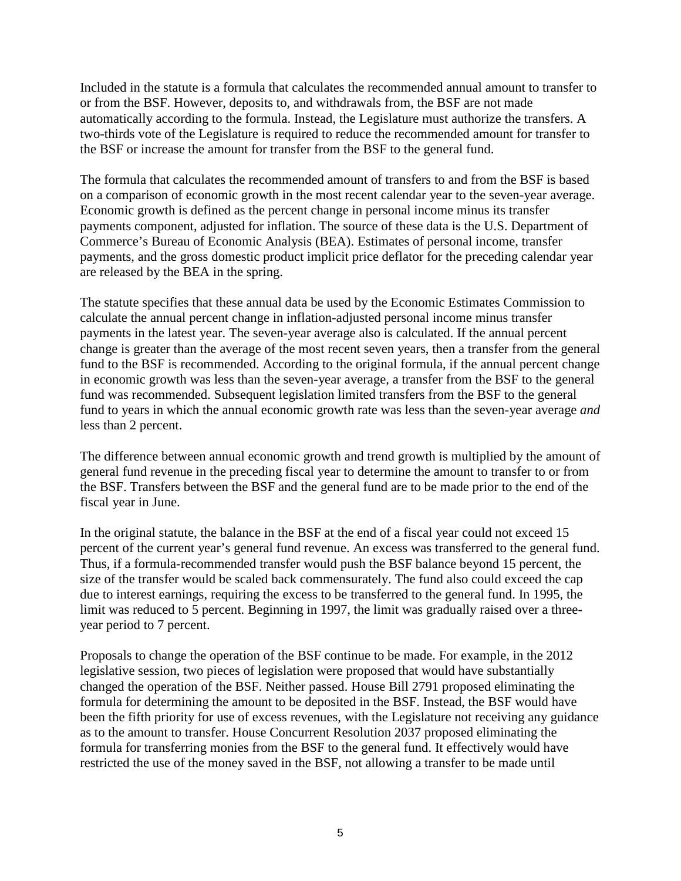Included in the statute is a formula that calculates the recommended annual amount to transfer to or from the BSF. However, deposits to, and withdrawals from, the BSF are not made automatically according to the formula. Instead, the Legislature must authorize the transfers. A two-thirds vote of the Legislature is required to reduce the recommended amount for transfer to the BSF or increase the amount for transfer from the BSF to the general fund.

The formula that calculates the recommended amount of transfers to and from the BSF is based on a comparison of economic growth in the most recent calendar year to the seven-year average. Economic growth is defined as the percent change in personal income minus its transfer payments component, adjusted for inflation. The source of these data is the U.S. Department of Commerce's Bureau of Economic Analysis (BEA). Estimates of personal income, transfer payments, and the gross domestic product implicit price deflator for the preceding calendar year are released by the BEA in the spring.

The statute specifies that these annual data be used by the Economic Estimates Commission to calculate the annual percent change in inflation-adjusted personal income minus transfer payments in the latest year. The seven-year average also is calculated. If the annual percent change is greater than the average of the most recent seven years, then a transfer from the general fund to the BSF is recommended. According to the original formula, if the annual percent change in economic growth was less than the seven-year average, a transfer from the BSF to the general fund was recommended. Subsequent legislation limited transfers from the BSF to the general fund to years in which the annual economic growth rate was less than the seven-year average *and* less than 2 percent.

The difference between annual economic growth and trend growth is multiplied by the amount of general fund revenue in the preceding fiscal year to determine the amount to transfer to or from the BSF. Transfers between the BSF and the general fund are to be made prior to the end of the fiscal year in June.

In the original statute, the balance in the BSF at the end of a fiscal year could not exceed 15 percent of the current year's general fund revenue. An excess was transferred to the general fund. Thus, if a formula-recommended transfer would push the BSF balance beyond 15 percent, the size of the transfer would be scaled back commensurately. The fund also could exceed the cap due to interest earnings, requiring the excess to be transferred to the general fund. In 1995, the limit was reduced to 5 percent. Beginning in 1997, the limit was gradually raised over a three-year period to 7 percent.

Proposals to change the operation of the BSF continue to be made. For example, in the 2012 legislative session, two pieces of legislation were proposed that would have substantially changed the operation of the BSF. Neither passed. House Bill 2791 proposed eliminating the formula for determining the amount to be deposited in the BSF. Instead, the BSF would have been the fifth priority for use of excess revenues, with the Legislature not receiving any guidance as to the amount to transfer. House Concurrent Resolution 2037 proposed eliminating the formula for transferring monies from the BSF to the general fund. It effectively would have restricted the use of the money saved in the BSF, not allowing a transfer to be made until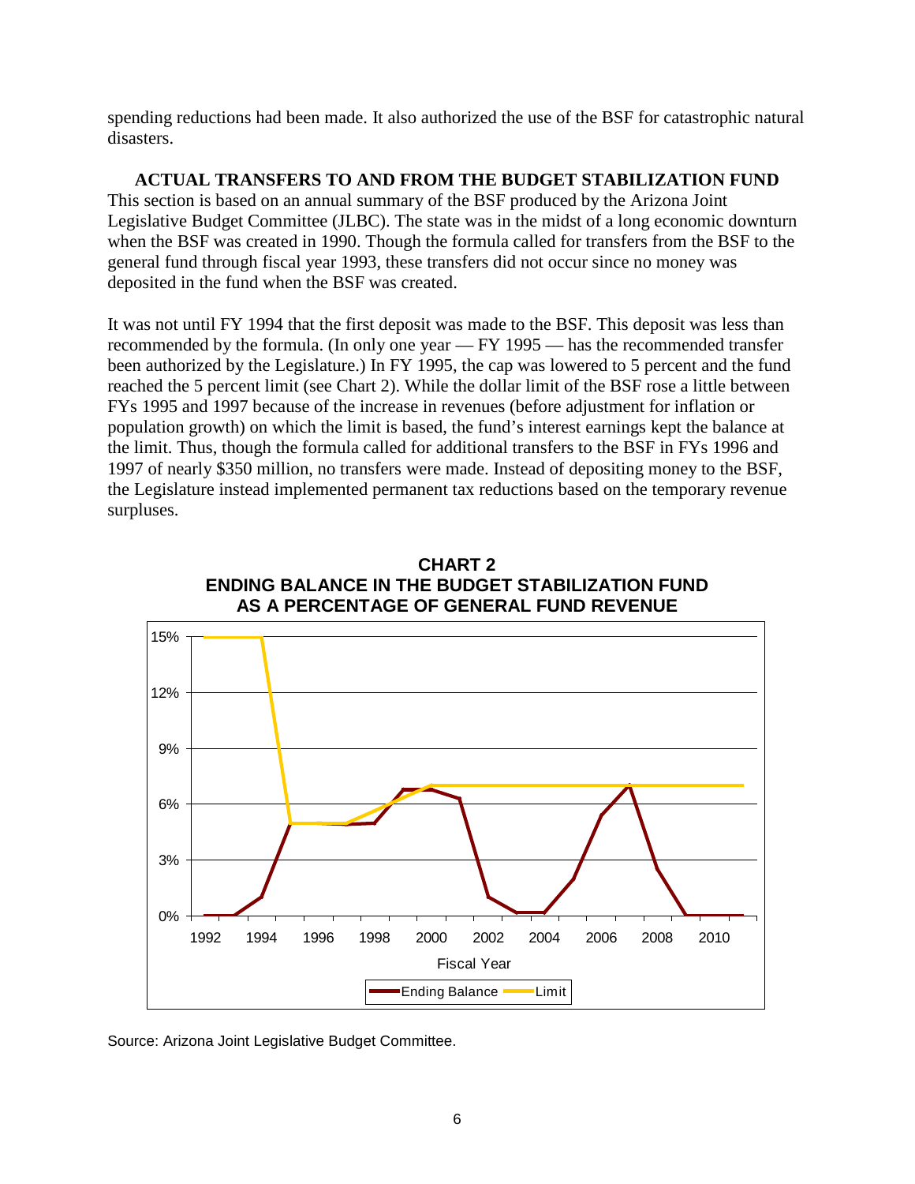spending reductions had been made. It also authorized the use of the BSF for catastrophic natural disasters.

## ACTUAL TRANSFERS TO AND FROM THE BUDGET STABILIZATION FUND

This section is based on an annual summary of the BSF produced by the Arizona Joint Legislative Budget Committee (JLBC). The state was in the midst of a long economic downturn when the BSF was created in 1990. Though the formula called for transfers from the BSF to the general fund through fiscal year 1993, these transfers did not occur since no money was deposited in the fund when the BSF was created.

It was not until FY 1994 that the first deposit was made to the BSF. This deposit was less than recommended by the formula. (In only one year — FY 1995 — has the recommended transfer been authorized by the Legislature.) In FY 1995, the cap was lowered to 5 percent and the fund reached the 5 percent limit (see Chart 2). While the dollar limit of the BSF rose a little between FYs 1995 and 1997 because of the increase in revenues (before adjustment for inflation or population growth) on which the limit is based, the fund's interest earnings kept the balance at the limit. Thus, though the formula called for additional transfers to the BSF in FYs 1996 and 1997 of nearly $350 million, no transfers were made. Instead of depositing money to the BSF, the Legislature instead implemented permanent tax reductions based on the temporary revenue surpluses.

**CHART 2**
**ENDING BALANCE IN THE BUDGET STABILIZATION FUND AS A PERCENTAGE OF GENERAL FUND REVENUE**

Source: Arizona Joint Legislative Budget Committee.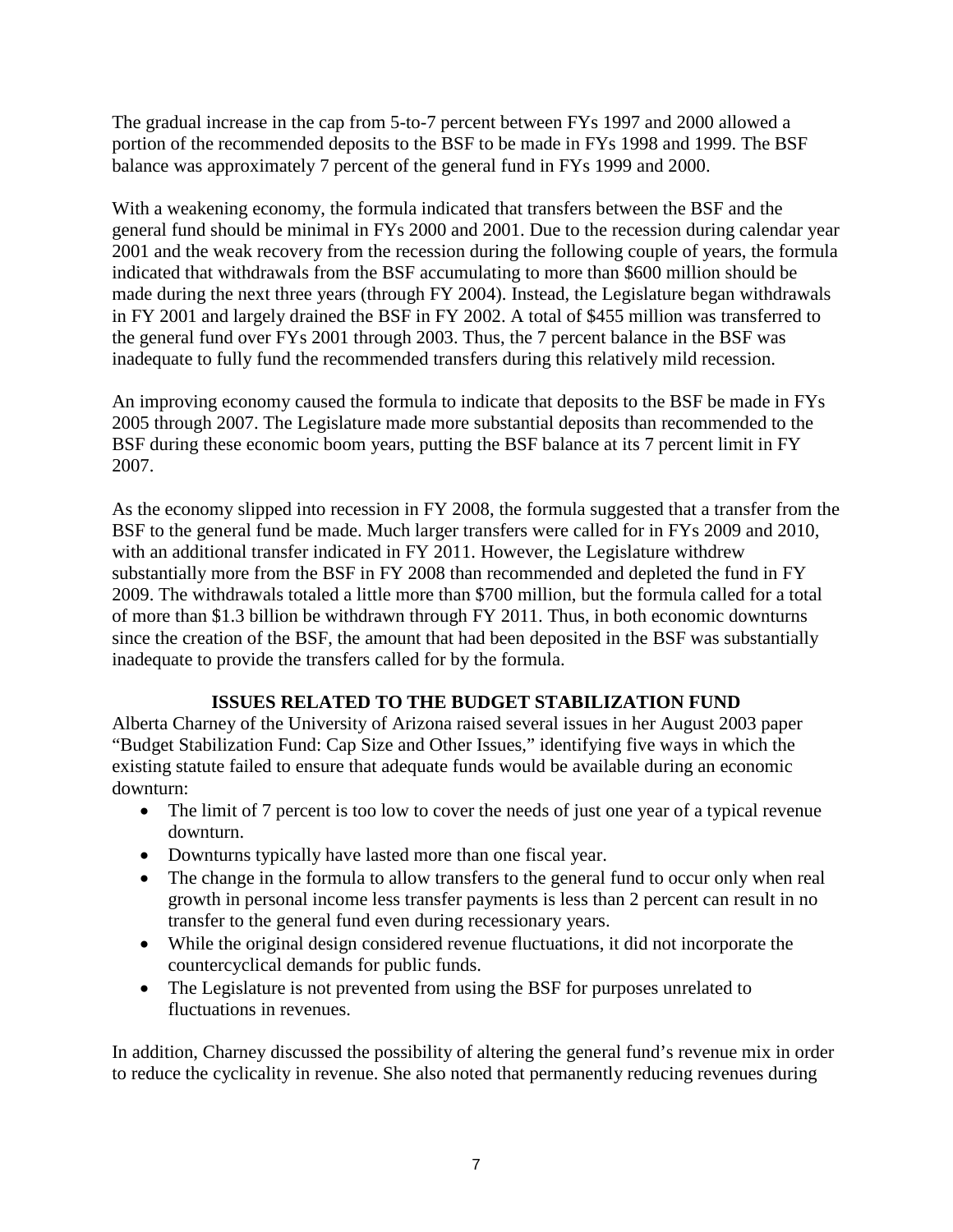The gradual increase in the cap from 5-to-7 percent between FYs 1997 and 2000 allowed a portion of the recommended deposits to the BSF to be made in FYs 1998 and 1999. The BSF balance was approximately 7 percent of the general fund in FYs 1999 and 2000.

With a weakening economy, the formula indicated that transfers between the BSF and the general fund should be minimal in FYs 2000 and 2001. Due to the recession during calendar year 2001 and the weak recovery from the recession during the following couple of years, the formula indicated that withdrawals from the BSF accumulating to more than $600 million should be made during the next three years (through FY 2004). Instead, the Legislature began withdrawals in FY 2001 and largely drained the BSF in FY 2002. A total of $455 million was transferred to the general fund over FYs 2001 through 2003. Thus, the 7 percent balance in the BSF was inadequate to fully fund the recommended transfers during this relatively mild recession.

An improving economy caused the formula to indicate that deposits to the BSF be made in FYs 2005 through 2007. The Legislature made more substantial deposits than recommended to the BSF during these economic boom years, putting the BSF balance at its 7 percent limit in FY 2007.

As the economy slipped into recession in FY 2008, the formula suggested that a transfer from the BSF to the general fund be made. Much larger transfers were called for in FYs 2009 and 2010, with an additional transfer indicated in FY 2011. However, the Legislature withdrew substantially more from the BSF in FY 2008 than recommended and depleted the fund in FY 2009. The withdrawals totaled a little more than $700 million, but the formula called for a total of more than $1.3 billion be withdrawn through FY 2011. Thus, in both economic downturns since the creation of the BSF, the amount that had been deposited in the BSF was substantially inadequate to provide the transfers called for by the formula.

## ISSUES RELATED TO THE BUDGET STABILIZATION FUND

Alberta Charney of the University of Arizona raised several issues in her August 2003 paper "Budget Stabilization Fund: Cap Size and Other Issues," identifying five ways in which the existing statute failed to ensure that adequate funds would be available during an economic downturn:

- The limit of 7 percent is too low to cover the needs of just one year of a typical revenue downturn.
- Downturns typically have lasted more than one fiscal year.
- The change in the formula to allow transfers to the general fund to occur only when real growth in personal income less transfer payments is less than 2 percent can result in no transfer to the general fund even during recessionary years.
- While the original design considered revenue fluctuations, it did not incorporate the countercyclical demands for public funds.
- The Legislature is not prevented from using the BSF for purposes unrelated to fluctuations in revenues.

In addition, Charney discussed the possibility of altering the general fund's revenue mix in order to reduce the cyclicality in revenue. She also noted that permanently reducing revenues during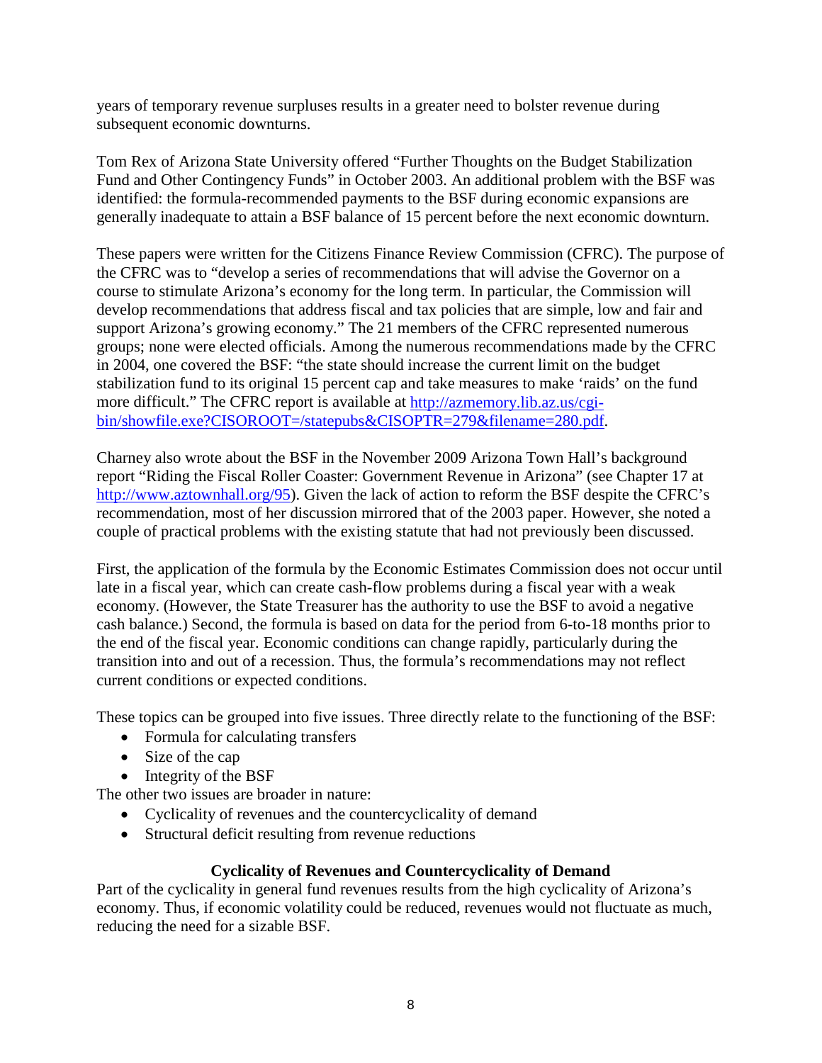years of temporary revenue surpluses results in a greater need to bolster revenue during subsequent economic downturns.

Tom Rex of Arizona State University offered "Further Thoughts on the Budget Stabilization Fund and Other Contingency Funds" in October 2003. An additional problem with the BSF was identified: the formula-recommended payments to the BSF during economic expansions are generally inadequate to attain a BSF balance of 15 percent before the next economic downturn.

These papers were written for the Citizens Finance Review Commission (CFRC). The purpose of the CFRC was to "develop a series of recommendations that will advise the Governor on a course to stimulate Arizona's economy for the long term. In particular, the Commission will develop recommendations that address fiscal and tax policies that are simple, low and fair and support Arizona's growing economy." The 21 members of the CFRC represented numerous groups; none were elected officials. Among the numerous recommendations made by the CFRC in 2004, one covered the BSF: "the state should increase the current limit on the budget stabilization fund to its original 15 percent cap and take measures to make 'raids' on the fund more difficult." The CFRC report is available at [http://azmemory.lib.az.us/cgi-bin/showfile.exe?CISOROOT=/statepubs&CISOPTR=279&filename=280.pdf](http://azmemory.lib.az.us/cgi-bin/showfile.exe?CISOROOT=/statepubs&CISOPTR=279&filename=280.pdf).

Charney also wrote about the BSF in the November 2009 Arizona Town Hall's background report "Riding the Fiscal Roller Coaster: Government Revenue in Arizona" (see Chapter 17 at [http://www.aztownhall.org/95](http://www.aztownhall.org/95)). Given the lack of action to reform the BSF despite the CFRC's recommendation, most of her discussion mirrored that of the 2003 paper. However, she noted a couple of practical problems with the existing statute that had not previously been discussed.

First, the application of the formula by the Economic Estimates Commission does not occur until late in a fiscal year, which can create cash-flow problems during a fiscal year with a weak economy. (However, the State Treasurer has the authority to use the BSF to avoid a negative cash balance.) Second, the formula is based on data for the period from 6-to-18 months prior to the end of the fiscal year. Economic conditions can change rapidly, particularly during the transition into and out of a recession. Thus, the formula's recommendations may not reflect current conditions or expected conditions.

These topics can be grouped into five issues. Three directly relate to the functioning of the BSF:

- Formula for calculating transfers
- Size of the cap
- Integrity of the BSF

The other two issues are broader in nature:

- Cyclicality of revenues and the countercyclicality of demand
- Structural deficit resulting from revenue reductions

## Cyclicality of Revenues and Countercyclicality of Demand

Part of the cyclicality in general fund revenues results from the high cyclicality of Arizona's economy. Thus, if economic volatility could be reduced, revenues would not fluctuate as much, reducing the need for a sizable BSF.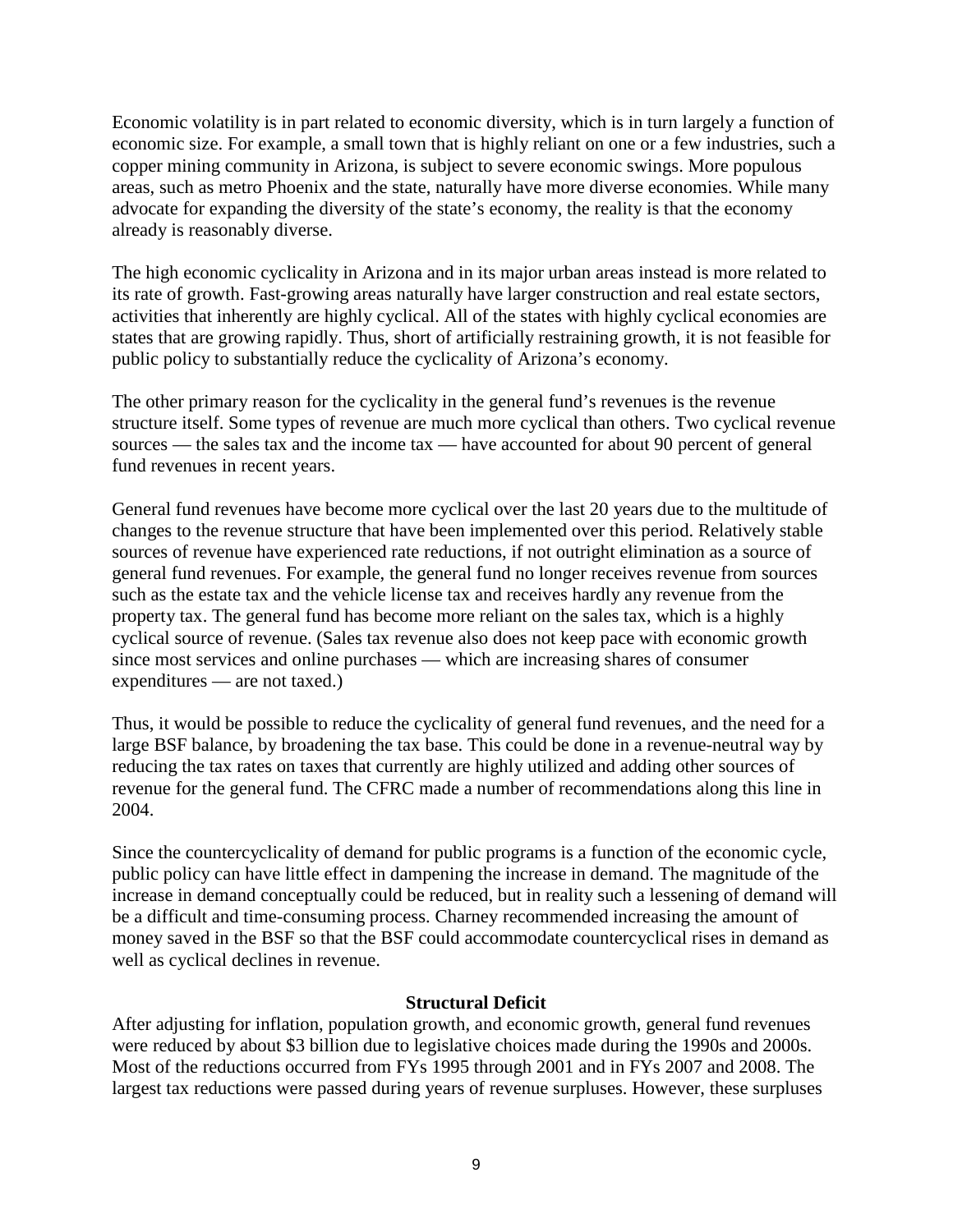Economic volatility is in part related to economic diversity, which is in turn largely a function of economic size. For example, a small town that is highly reliant on one or a few industries, such a copper mining community in Arizona, is subject to severe economic swings. More populous areas, such as metro Phoenix and the state, naturally have more diverse economies. While many advocate for expanding the diversity of the state's economy, the reality is that the economy already is reasonably diverse.

The high economic cyclicality in Arizona and in its major urban areas instead is more related to its rate of growth. Fast-growing areas naturally have larger construction and real estate sectors, activities that inherently are highly cyclical. All of the states with highly cyclical economies are states that are growing rapidly. Thus, short of artificially restraining growth, it is not feasible for public policy to substantially reduce the cyclicality of Arizona's economy.

The other primary reason for the cyclicality in the general fund's revenues is the revenue structure itself. Some types of revenue are much more cyclical than others. Two cyclical revenue sources — the sales tax and the income tax — have accounted for about 90 percent of general fund revenues in recent years.

General fund revenues have become more cyclical over the last 20 years due to the multitude of changes to the revenue structure that have been implemented over this period. Relatively stable sources of revenue have experienced rate reductions, if not outright elimination as a source of general fund revenues. For example, the general fund no longer receives revenue from sources such as the estate tax and the vehicle license tax and receives hardly any revenue from the property tax. The general fund has become more reliant on the sales tax, which is a highly cyclical source of revenue. (Sales tax revenue also does not keep pace with economic growth since most services and online purchases — which are increasing shares of consumer expenditures — are not taxed.)

Thus, it would be possible to reduce the cyclicality of general fund revenues, and the need for a large BSF balance, by broadening the tax base. This could be done in a revenue-neutral way by reducing the tax rates on taxes that currently are highly utilized and adding other sources of revenue for the general fund. The CFRC made a number of recommendations along this line in 2004.

Since the countercyclicality of demand for public programs is a function of the economic cycle, public policy can have little effect in dampening the increase in demand. The magnitude of the increase in demand conceptually could be reduced, but in reality such a lessening of demand will be a difficult and time-consuming process. Charney recommended increasing the amount of money saved in the BSF so that the BSF could accommodate countercyclical rises in demand as well as cyclical declines in revenue.

## Structural Deficit

After adjusting for inflation, population growth, and economic growth, general fund revenues were reduced by about $3 billion due to legislative choices made during the 1990s and 2000s. Most of the reductions occurred from FYs 1995 through 2001 and in FYs 2007 and 2008. The largest tax reductions were passed during years of revenue surpluses. However, these surpluses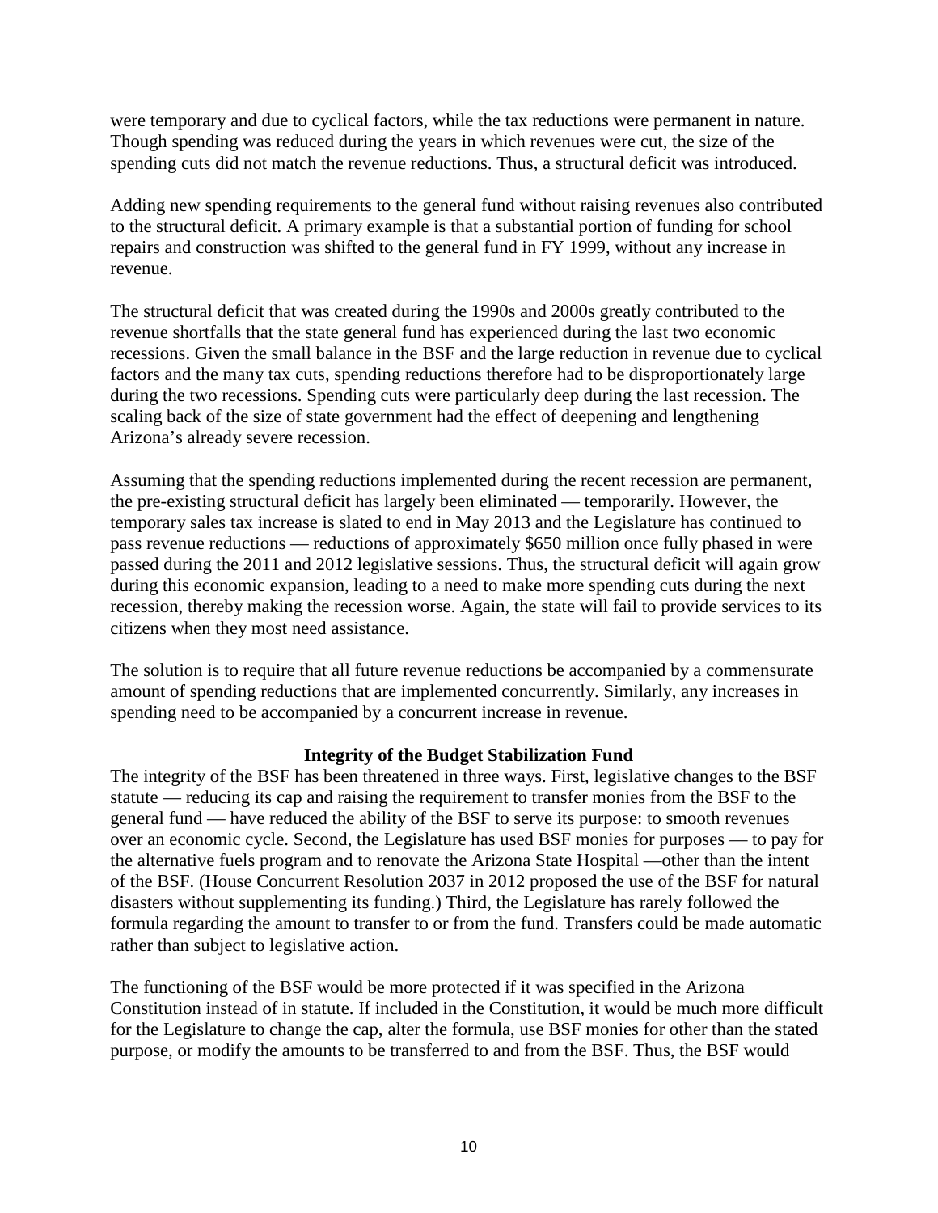were temporary and due to cyclical factors, while the tax reductions were permanent in nature. Though spending was reduced during the years in which revenues were cut, the size of the spending cuts did not match the revenue reductions. Thus, a structural deficit was introduced.

Adding new spending requirements to the general fund without raising revenues also contributed to the structural deficit. A primary example is that a substantial portion of funding for school repairs and construction was shifted to the general fund in FY 1999, without any increase in revenue.

The structural deficit that was created during the 1990s and 2000s greatly contributed to the revenue shortfalls that the state general fund has experienced during the last two economic recessions. Given the small balance in the BSF and the large reduction in revenue due to cyclical factors and the many tax cuts, spending reductions therefore had to be disproportionately large during the two recessions. Spending cuts were particularly deep during the last recession. The scaling back of the size of state government had the effect of deepening and lengthening Arizona's already severe recession.

Assuming that the spending reductions implemented during the recent recession are permanent, the pre-existing structural deficit has largely been eliminated — temporarily. However, the temporary sales tax increase is slated to end in May 2013 and the Legislature has continued to pass revenue reductions — reductions of approximately $650 million once fully phased in were passed during the 2011 and 2012 legislative sessions. Thus, the structural deficit will again grow during this economic expansion, leading to a need to make more spending cuts during the next recession, thereby making the recession worse. Again, the state will fail to provide services to its citizens when they most need assistance.

The solution is to require that all future revenue reductions be accompanied by a commensurate amount of spending reductions that are implemented concurrently. Similarly, any increases in spending need to be accompanied by a concurrent increase in revenue.

### Integrity of the Budget Stabilization Fund

The integrity of the BSF has been threatened in three ways. First, legislative changes to the BSF statute — reducing its cap and raising the requirement to transfer monies from the BSF to the general fund — have reduced the ability of the BSF to serve its purpose: to smooth revenues over an economic cycle. Second, the Legislature has used BSF monies for purposes — to pay for the alternative fuels program and to renovate the Arizona State Hospital —other than the intent of the BSF. (House Concurrent Resolution 2037 in 2012 proposed the use of the BSF for natural disasters without supplementing its funding.) Third, the Legislature has rarely followed the formula regarding the amount to transfer to or from the fund. Transfers could be made automatic rather than subject to legislative action.

The functioning of the BSF would be more protected if it was specified in the Arizona Constitution instead of in statute. If included in the Constitution, it would be much more difficult for the Legislature to change the cap, alter the formula, use BSF monies for other than the stated purpose, or modify the amounts to be transferred to and from the BSF. Thus, the BSF would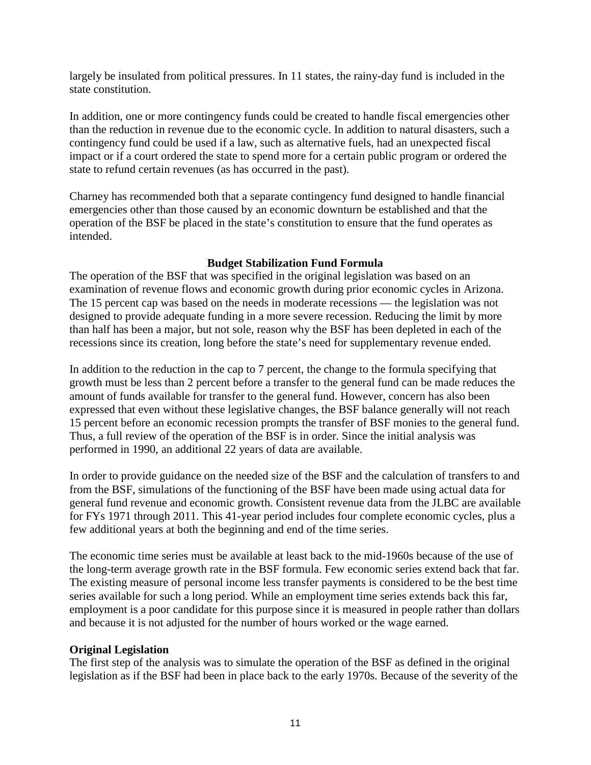largely be insulated from political pressures. In 11 states, the rainy-day fund is included in the state constitution.

In addition, one or more contingency funds could be created to handle fiscal emergencies other than the reduction in revenue due to the economic cycle. In addition to natural disasters, such a contingency fund could be used if a law, such as alternative fuels, had an unexpected fiscal impact or if a court ordered the state to spend more for a certain public program or ordered the state to refund certain revenues (as has occurred in the past).

Charney has recommended both that a separate contingency fund designed to handle financial emergencies other than those caused by an economic downturn be established and that the operation of the BSF be placed in the state's constitution to ensure that the fund operates as intended.

## Budget Stabilization Fund Formula

The operation of the BSF that was specified in the original legislation was based on an examination of revenue flows and economic growth during prior economic cycles in Arizona. The 15 percent cap was based on the needs in moderate recessions — the legislation was not designed to provide adequate funding in a more severe recession. Reducing the limit by more than half has been a major, but not sole, reason why the BSF has been depleted in each of the recessions since its creation, long before the state's need for supplementary revenue ended.

In addition to the reduction in the cap to 7 percent, the change to the formula specifying that growth must be less than 2 percent before a transfer to the general fund can be made reduces the amount of funds available for transfer to the general fund. However, concern has also been expressed that even without these legislative changes, the BSF balance generally will not reach 15 percent before an economic recession prompts the transfer of BSF monies to the general fund. Thus, a full review of the operation of the BSF is in order. Since the initial analysis was performed in 1990, an additional 22 years of data are available.

In order to provide guidance on the needed size of the BSF and the calculation of transfers to and from the BSF, simulations of the functioning of the BSF have been made using actual data for general fund revenue and economic growth. Consistent revenue data from the JLBC are available for FYs 1971 through 2011. This 41-year period includes four complete economic cycles, plus a few additional years at both the beginning and end of the time series.

The economic time series must be available at least back to the mid-1960s because of the use of the long-term average growth rate in the BSF formula. Few economic series extend back that far. The existing measure of personal income less transfer payments is considered to be the best time series available for such a long period. While an employment time series extends back this far, employment is a poor candidate for this purpose since it is measured in people rather than dollars and because it is not adjusted for the number of hours worked or the wage earned.

### Original Legislation

The first step of the analysis was to simulate the operation of the BSF as defined in the original legislation as if the BSF had been in place back to the early 1970s. Because of the severity of the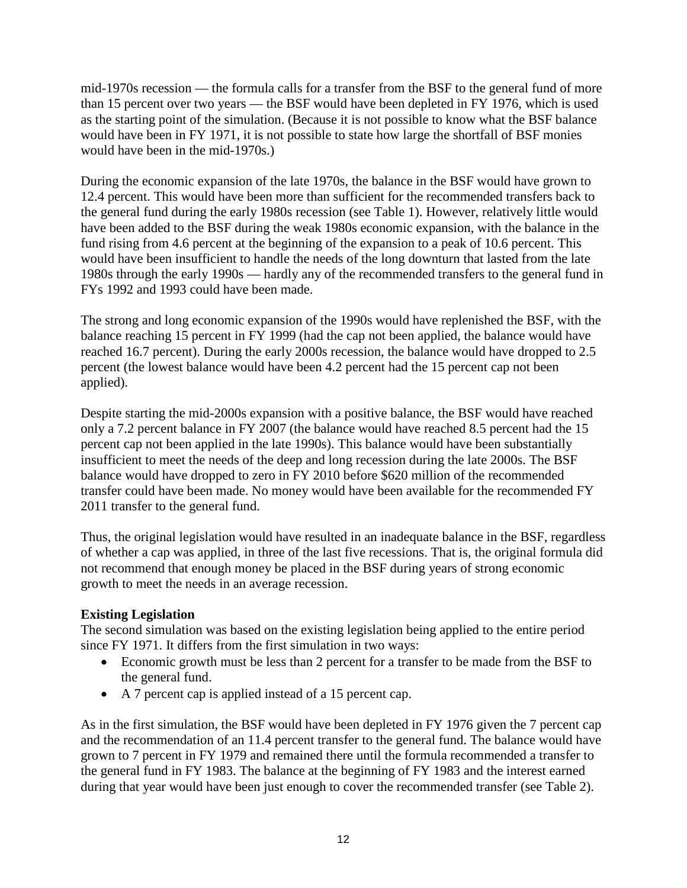mid-1970s recession — the formula calls for a transfer from the BSF to the general fund of more than 15 percent over two years — the BSF would have been depleted in FY 1976, which is used as the starting point of the simulation. (Because it is not possible to know what the BSF balance would have been in FY 1971, it is not possible to state how large the shortfall of BSF monies would have been in the mid-1970s.)

During the economic expansion of the late 1970s, the balance in the BSF would have grown to 12.4 percent. This would have been more than sufficient for the recommended transfers back to the general fund during the early 1980s recession (see Table 1). However, relatively little would have been added to the BSF during the weak 1980s economic expansion, with the balance in the fund rising from 4.6 percent at the beginning of the expansion to a peak of 10.6 percent. This would have been insufficient to handle the needs of the long downturn that lasted from the late 1980s through the early 1990s — hardly any of the recommended transfers to the general fund in FYs 1992 and 1993 could have been made.

The strong and long economic expansion of the 1990s would have replenished the BSF, with the balance reaching 15 percent in FY 1999 (had the cap not been applied, the balance would have reached 16.7 percent). During the early 2000s recession, the balance would have dropped to 2.5 percent (the lowest balance would have been 4.2 percent had the 15 percent cap not been applied).

Despite starting the mid-2000s expansion with a positive balance, the BSF would have reached only a 7.2 percent balance in FY 2007 (the balance would have reached 8.5 percent had the 15 percent cap not been applied in the late 1990s). This balance would have been substantially insufficient to meet the needs of the deep and long recession during the late 2000s. The BSF balance would have dropped to zero in FY 2010 before \$620 million of the recommended transfer could have been made. No money would have been available for the recommended FY 2011 transfer to the general fund.

Thus, the original legislation would have resulted in an inadequate balance in the BSF, regardless of whether a cap was applied, in three of the last five recessions. That is, the original formula did not recommend that enough money be placed in the BSF during years of strong economic growth to meet the needs in an average recession.

**Existing Legislation**

The second simulation was based on the existing legislation being applied to the entire period since FY 1971. It differs from the first simulation in two ways:

- Economic growth must be less than 2 percent for a transfer to be made from the BSF to the general fund.
- A 7 percent cap is applied instead of a 15 percent cap.

As in the first simulation, the BSF would have been depleted in FY 1976 given the 7 percent cap and the recommendation of an 11.4 percent transfer to the general fund. The balance would have grown to 7 percent in FY 1979 and remained there until the formula recommended a transfer to the general fund in FY 1983. The balance at the beginning of FY 1983 and the interest earned during that year would have been just enough to cover the recommended transfer (see Table 2).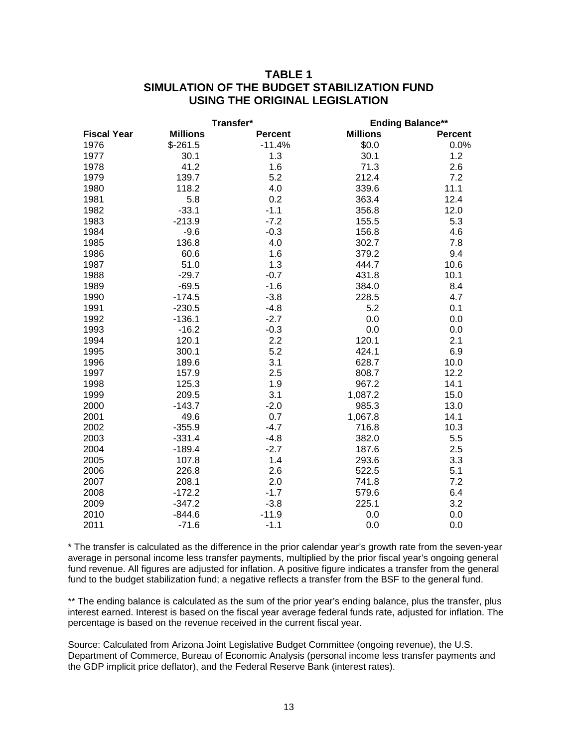# TABLE 1
## SIMULATION OF THE BUDGET STABILIZATION FUND USING THE ORIGINAL LEGISLATION

| | Transfer* | | Ending Balance** | |
|---|---|---|---|---|
| **Fiscal Year** | **Millions** | **Percent** | **Millions** | **Percent** |
| 1976 | $-261.5 | -11.4% | $0.0 | 0.0% |
| 1977 | 30.1 | 1.3 | 30.1 | 1.2 |
| 1978 | 41.2 | 1.6 | 71.3 | 2.6 |
| 1979 | 139.7 | 5.2 | 212.4 | 7.2 |
| 1980 | 118.2 | 4.0 | 339.6 | 11.1 |
| 1981 | 5.8 | 0.2 | 363.4 | 12.4 |
| 1982 | -33.1 | -1.1 | 356.8 | 12.0 |
| 1983 | -213.9 | -7.2 | 155.5 | 5.3 |
| 1984 | -9.6 | -0.3 | 156.8 | 4.6 |
| 1985 | 136.8 | 4.0 | 302.7 | 7.8 |
| 1986 | 60.6 | 1.6 | 379.2 | 9.4 |
| 1987 | 51.0 | 1.3 | 444.7 | 10.6 |
| 1988 | -29.7 | -0.7 | 431.8 | 10.1 |
| 1989 | -69.5 | -1.6 | 384.0 | 8.4 |
| 1990 | -174.5 | -3.8 | 228.5 | 4.7 |
| 1991 | -230.5 | -4.8 | 5.2 | 0.1 |
| 1992 | -136.1 | -2.7 | 0.0 | 0.0 |
| 1993 | -16.2 | -0.3 | 0.0 | 0.0 |
| 1994 | 120.1 | 2.2 | 120.1 | 2.1 |
| 1995 | 300.1 | 5.2 | 424.1 | 6.9 |
| 1996 | 189.6 | 3.1 | 628.7 | 10.0 |
| 1997 | 157.9 | 2.5 | 808.7 | 12.2 |
| 1998 | 125.3 | 1.9 | 967.2 | 14.1 |
| 1999 | 209.5 | 3.1 | 1,087.2 | 15.0 |
| 2000 | -143.7 | -2.0 | 985.3 | 13.0 |
| 2001 | 49.6 | 0.7 | 1,067.8 | 14.1 |
| 2002 | -355.9 | -4.7 | 716.8 | 10.3 |
| 2003 | -331.4 | -4.8 | 382.0 | 5.5 |
| 2004 | -189.4 | -2.7 | 187.6 | 2.5 |
| 2005 | 107.8 | 1.4 | 293.6 | 3.3 |
| 2006 | 226.8 | 2.6 | 522.5 | 5.1 |
| 2007 | 208.1 | 2.0 | 741.8 | 7.2 |
| 2008 | -172.2 | -1.7 | 579.6 | 6.4 |
| 2009 | -347.2 | -3.8 | 225.1 | 3.2 |
| 2010 | -844.6 | -11.9 | 0.0 | 0.0 |
| 2011 | -71.6 | -1.1 | 0.0 | 0.0 |

* The transfer is calculated as the difference in the prior calendar year's growth rate from the seven-year average in personal income less transfer payments, multiplied by the prior fiscal year's ongoing general fund revenue. All figures are adjusted for inflation. A positive figure indicates a transfer from the general fund to the budget stabilization fund; a negative reflects a transfer from the BSF to the general fund.

** The ending balance is calculated as the sum of the prior year's ending balance, plus the transfer, plus interest earned. Interest is based on the fiscal year average federal funds rate, adjusted for inflation. The percentage is based on the revenue received in the current fiscal year.

Source: Calculated from Arizona Joint Legislative Budget Committee (ongoing revenue), the U.S. Department of Commerce, Bureau of Economic Analysis (personal income less transfer payments and the GDP implicit price deflator), and the Federal Reserve Bank (interest rates).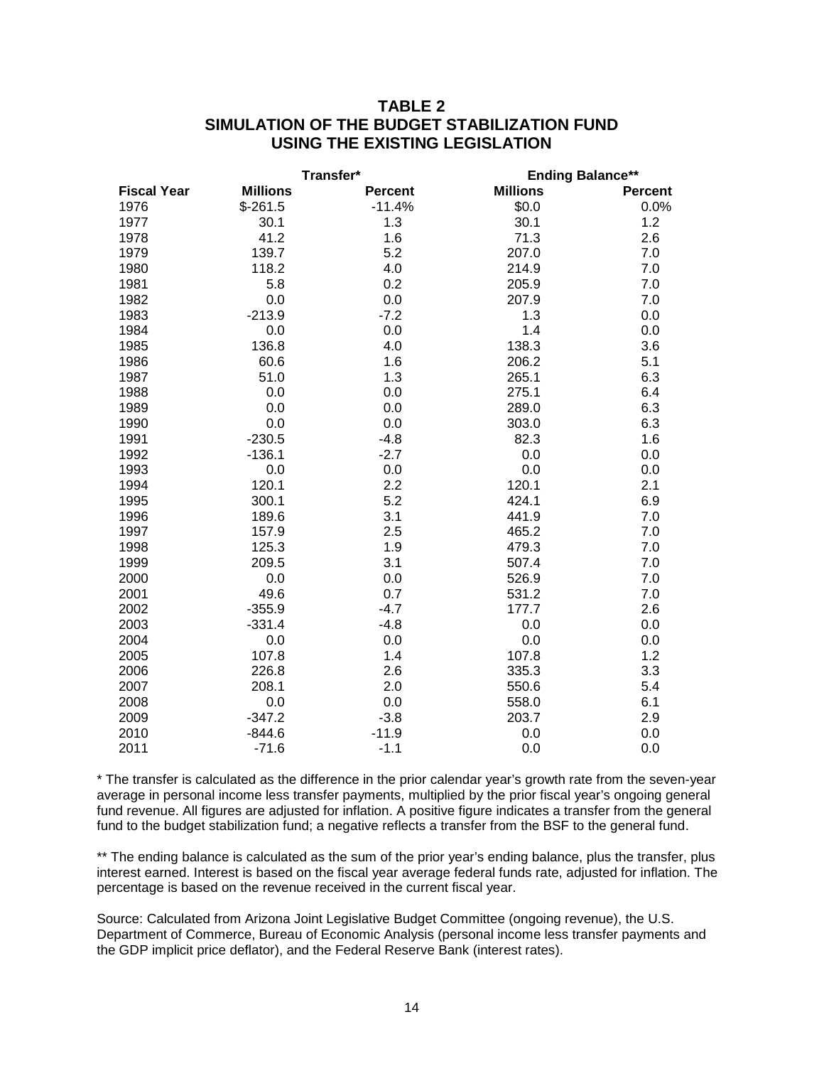# TABLE 2
# SIMULATION OF THE BUDGET STABILIZATION FUND USING THE EXISTING LEGISLATION

| | Transfer* | | Ending Balance** | |
|---|---|---|---|---|
| **Fiscal Year** | **Millions** | **Percent** | **Millions** | **Percent** |
| 1976 | $-261.5 | -11.4% | $0.0 | 0.0% |
| 1977 | 30.1 | 1.3 | 30.1 | 1.2 |
| 1978 | 41.2 | 1.6 | 71.3 | 2.6 |
| 1979 | 139.7 | 5.2 | 207.0 | 7.0 |
| 1980 | 118.2 | 4.0 | 214.9 | 7.0 |
| 1981 | 5.8 | 0.2 | 205.9 | 7.0 |
| 1982 | 0.0 | 0.0 | 207.9 | 7.0 |
| 1983 | -213.9 | -7.2 | 1.3 | 0.0 |
| 1984 | 0.0 | 0.0 | 1.4 | 0.0 |
| 1985 | 136.8 | 4.0 | 138.3 | 3.6 |
| 1986 | 60.6 | 1.6 | 206.2 | 5.1 |
| 1987 | 51.0 | 1.3 | 265.1 | 6.3 |
| 1988 | 0.0 | 0.0 | 275.1 | 6.4 |
| 1989 | 0.0 | 0.0 | 289.0 | 6.3 |
| 1990 | 0.0 | 0.0 | 303.0 | 6.3 |
| 1991 | -230.5 | -4.8 | 82.3 | 1.6 |
| 1992 | -136.1 | -2.7 | 0.0 | 0.0 |
| 1993 | 0.0 | 0.0 | 0.0 | 0.0 |
| 1994 | 120.1 | 2.2 | 120.1 | 2.1 |
| 1995 | 300.1 | 5.2 | 424.1 | 6.9 |
| 1996 | 189.6 | 3.1 | 441.9 | 7.0 |
| 1997 | 157.9 | 2.5 | 465.2 | 7.0 |
| 1998 | 125.3 | 1.9 | 479.3 | 7.0 |
| 1999 | 209.5 | 3.1 | 507.4 | 7.0 |
| 2000 | 0.0 | 0.0 | 526.9 | 7.0 |
| 2001 | 49.6 | 0.7 | 531.2 | 7.0 |
| 2002 | -355.9 | -4.7 | 177.7 | 2.6 |
| 2003 | -331.4 | -4.8 | 0.0 | 0.0 |
| 2004 | 0.0 | 0.0 | 0.0 | 0.0 |
| 2005 | 107.8 | 1.4 | 107.8 | 1.2 |
| 2006 | 226.8 | 2.6 | 335.3 | 3.3 |
| 2007 | 208.1 | 2.0 | 550.6 | 5.4 |
| 2008 | 0.0 | 0.0 | 558.0 | 6.1 |
| 2009 | -347.2 | -3.8 | 203.7 | 2.9 |
| 2010 | -844.6 | -11.9 | 0.0 | 0.0 |
| 2011 | -71.6 | -1.1 | 0.0 | 0.0 |

* The transfer is calculated as the difference in the prior calendar year's growth rate from the seven-year average in personal income less transfer payments, multiplied by the prior fiscal year's ongoing general fund revenue. All figures are adjusted for inflation. A positive figure indicates a transfer from the general fund to the budget stabilization fund; a negative reflects a transfer from the BSF to the general fund.

** The ending balance is calculated as the sum of the prior year's ending balance, plus the transfer, plus interest earned. Interest is based on the fiscal year average federal funds rate, adjusted for inflation. The percentage is based on the revenue received in the current fiscal year.

Source: Calculated from Arizona Joint Legislative Budget Committee (ongoing revenue), the U.S. Department of Commerce, Bureau of Economic Analysis (personal income less transfer payments and the GDP implicit price deflator), and the Federal Reserve Bank (interest rates).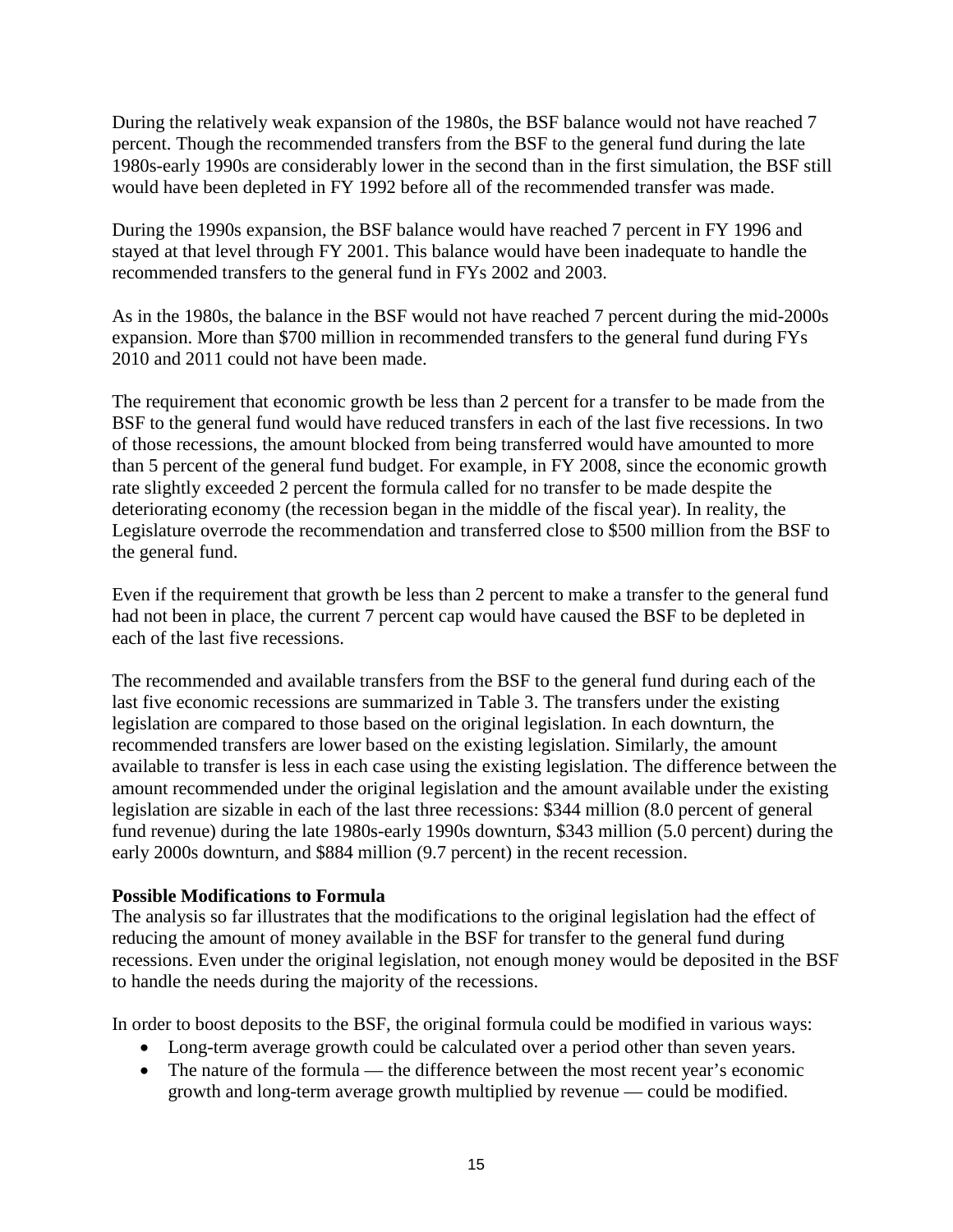During the relatively weak expansion of the 1980s, the BSF balance would not have reached 7 percent. Though the recommended transfers from the BSF to the general fund during the late 1980s-early 1990s are considerably lower in the second than in the first simulation, the BSF still would have been depleted in FY 1992 before all of the recommended transfer was made.

During the 1990s expansion, the BSF balance would have reached 7 percent in FY 1996 and stayed at that level through FY 2001. This balance would have been inadequate to handle the recommended transfers to the general fund in FYs 2002 and 2003.

As in the 1980s, the balance in the BSF would not have reached 7 percent during the mid-2000s expansion. More than $700 million in recommended transfers to the general fund during FYs 2010 and 2011 could not have been made.

The requirement that economic growth be less than 2 percent for a transfer to be made from the BSF to the general fund would have reduced transfers in each of the last five recessions. In two of those recessions, the amount blocked from being transferred would have amounted to more than 5 percent of the general fund budget. For example, in FY 2008, since the economic growth rate slightly exceeded 2 percent the formula called for no transfer to be made despite the deteriorating economy (the recession began in the middle of the fiscal year). In reality, the Legislature overrode the recommendation and transferred close to $500 million from the BSF to the general fund.

Even if the requirement that growth be less than 2 percent to make a transfer to the general fund had not been in place, the current 7 percent cap would have caused the BSF to be depleted in each of the last five recessions.

The recommended and available transfers from the BSF to the general fund during each of the last five economic recessions are summarized in Table 3. The transfers under the existing legislation are compared to those based on the original legislation. In each downturn, the recommended transfers are lower based on the existing legislation. Similarly, the amount available to transfer is less in each case using the existing legislation. The difference between the amount recommended under the original legislation and the amount available under the existing legislation are sizable in each of the last three recessions: $344 million (8.0 percent of general fund revenue) during the late 1980s-early 1990s downturn, $343 million (5.0 percent) during the early 2000s downturn, and $884 million (9.7 percent) in the recent recession.

**Possible Modifications to Formula**

The analysis so far illustrates that the modifications to the original legislation had the effect of reducing the amount of money available in the BSF for transfer to the general fund during recessions. Even under the original legislation, not enough money would be deposited in the BSF to handle the needs during the majority of the recessions.

In order to boost deposits to the BSF, the original formula could be modified in various ways:

- Long-term average growth could be calculated over a period other than seven years.
- The nature of the formula — the difference between the most recent year's economic growth and long-term average growth multiplied by revenue — could be modified.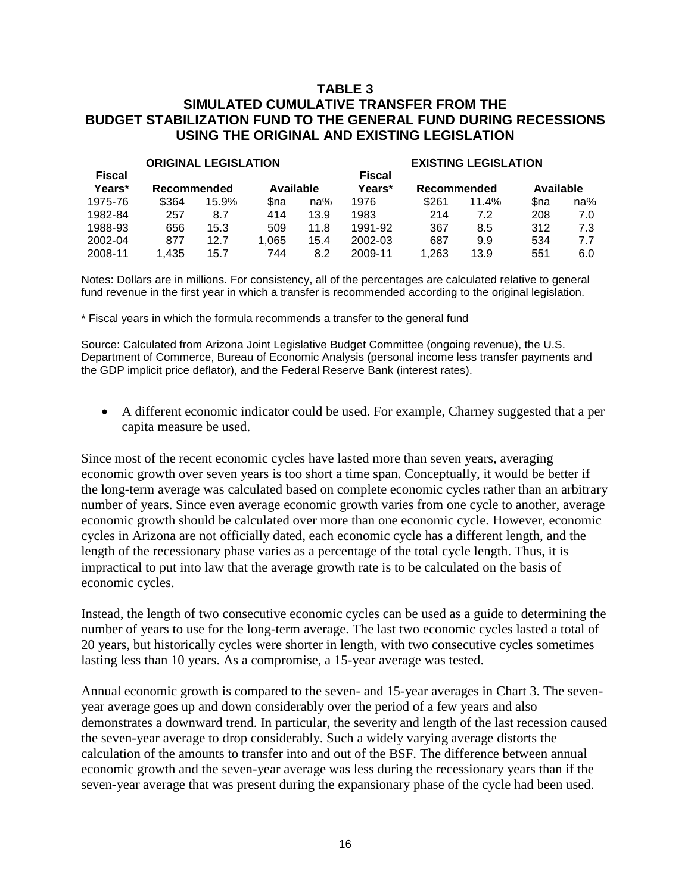## TABLE 3
## SIMULATED CUMULATIVE TRANSFER FROM THE BUDGET STABILIZATION FUND TO THE GENERAL FUND DURING RECESSIONS USING THE ORIGINAL AND EXISTING LEGISLATION

| ORIGINAL LEGISLATION | | | | | EXISTING LEGISLATION | | | | |
|---|---|---|---|---|---|---|---|---|---|
| Fiscal Years* | Recommended | | Available | | Fiscal Years* | Recommended | | Available | |
| 1975-76 | $364 | 15.9% | $na | na% | 1976 | $261 | 11.4% | $na | na% |
| 1982-84 | 257 | 8.7 | 414 | 13.9 | 1983 | 214 | 7.2 | 208 | 7.0 |
| 1988-93 | 656 | 15.3 | 509 | 11.8 | 1991-92 | 367 | 8.5 | 312 | 7.3 |
| 2002-04 | 877 | 12.7 | 1,065 | 15.4 | 2002-03 | 687 | 9.9 | 534 | 7.7 |
| 2008-11 | 1,435 | 15.7 | 744 | 8.2 | 2009-11 | 1,263 | 13.9 | 551 | 6.0 |

Notes: Dollars are in millions. For consistency, all of the percentages are calculated relative to general fund revenue in the first year in which a transfer is recommended according to the original legislation.

* Fiscal years in which the formula recommends a transfer to the general fund

Source: Calculated from Arizona Joint Legislative Budget Committee (ongoing revenue), the U.S. Department of Commerce, Bureau of Economic Analysis (personal income less transfer payments and the GDP implicit price deflator), and the Federal Reserve Bank (interest rates).

- A different economic indicator could be used. For example, Charney suggested that a per capita measure be used.

Since most of the recent economic cycles have lasted more than seven years, averaging economic growth over seven years is too short a time span. Conceptually, it would be better if the long-term average was calculated based on complete economic cycles rather than an arbitrary number of years. Since even average economic growth varies from one cycle to another, average economic growth should be calculated over more than one economic cycle. However, economic cycles in Arizona are not officially dated, each economic cycle has a different length, and the length of the recessionary phase varies as a percentage of the total cycle length. Thus, it is impractical to put into law that the average growth rate is to be calculated on the basis of economic cycles.

Instead, the length of two consecutive economic cycles can be used as a guide to determining the number of years to use for the long-term average. The last two economic cycles lasted a total of 20 years, but historically cycles were shorter in length, with two consecutive cycles sometimes lasting less than 10 years. As a compromise, a 15-year average was tested.

Annual economic growth is compared to the seven- and 15-year averages in Chart 3. The seven-year average goes up and down considerably over the period of a few years and also demonstrates a downward trend. In particular, the severity and length of the last recession caused the seven-year average to drop considerably. Such a widely varying average distorts the calculation of the amounts to transfer into and out of the BSF. The difference between annual economic growth and the seven-year average was less during the recessionary years than if the seven-year average that was present during the expansionary phase of the cycle had been used.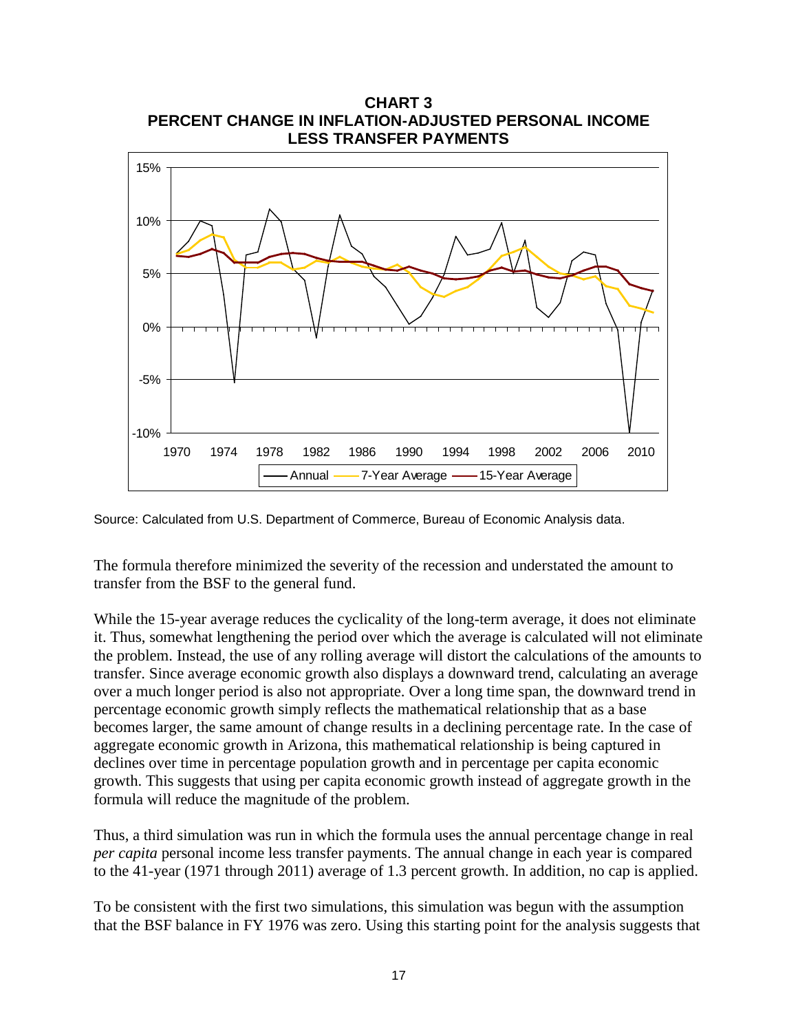**CHART 3**
**PERCENT CHANGE IN INFLATION-ADJUSTED PERSONAL INCOME LESS TRANSFER PAYMENTS**

Source: Calculated from U.S. Department of Commerce, Bureau of Economic Analysis data.

The formula therefore minimized the severity of the recession and understated the amount to transfer from the BSF to the general fund.

While the 15-year average reduces the cyclicality of the long-term average, it does not eliminate it. Thus, somewhat lengthening the period over which the average is calculated will not eliminate the problem. Instead, the use of any rolling average will distort the calculations of the amounts to transfer. Since average economic growth also displays a downward trend, calculating an average over a much longer period is also not appropriate. Over a long time span, the downward trend in percentage economic growth simply reflects the mathematical relationship that as a base becomes larger, the same amount of change results in a declining percentage rate. In the case of aggregate economic growth in Arizona, this mathematical relationship is being captured in declines over time in percentage population growth and in percentage per capita economic growth. This suggests that using per capita economic growth instead of aggregate growth in the formula will reduce the magnitude of the problem.

Thus, a third simulation was run in which the formula uses the annual percentage change in real *per capita* personal income less transfer payments. The annual change in each year is compared to the 41-year (1971 through 2011) average of 1.3 percent growth. In addition, no cap is applied.

To be consistent with the first two simulations, this simulation was begun with the assumption that the BSF balance in FY 1976 was zero. Using this starting point for the analysis suggests that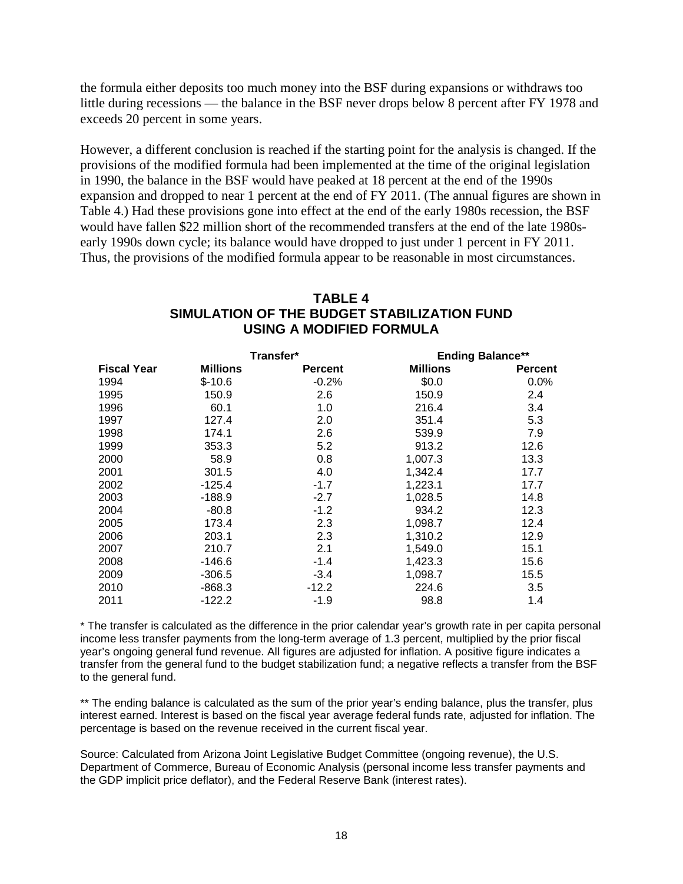the formula either deposits too much money into the BSF during expansions or withdraws too little during recessions — the balance in the BSF never drops below 8 percent after FY 1978 and exceeds 20 percent in some years.

However, a different conclusion is reached if the starting point for the analysis is changed. If the provisions of the modified formula had been implemented at the time of the original legislation in 1990, the balance in the BSF would have peaked at 18 percent at the end of the 1990s expansion and dropped to near 1 percent at the end of FY 2011. (The annual figures are shown in Table 4.) Had these provisions gone into effect at the end of the early 1980s recession, the BSF would have fallen $22 million short of the recommended transfers at the end of the late 1980s-early 1990s down cycle; its balance would have dropped to just under 1 percent in FY 2011. Thus, the provisions of the modified formula appear to be reasonable in most circumstances.

## TABLE 4
## SIMULATION OF THE BUDGET STABILIZATION FUND USING A MODIFIED FORMULA

| | Transfer* | | Ending Balance** | |
|---|---|---|---|---|
| **Fiscal Year** | **Millions** | **Percent** | **Millions** | **Percent** |
| 1994 | $-10.6 | -0.2% | $0.0 | 0.0% |
| 1995 | 150.9 | 2.6 | 150.9 | 2.4 |
| 1996 | 60.1 | 1.0 | 216.4 | 3.4 |
| 1997 | 127.4 | 2.0 | 351.4 | 5.3 |
| 1998 | 174.1 | 2.6 | 539.9 | 7.9 |
| 1999 | 353.3 | 5.2 | 913.2 | 12.6 |
| 2000 | 58.9 | 0.8 | 1,007.3 | 13.3 |
| 2001 | 301.5 | 4.0 | 1,342.4 | 17.7 |
| 2002 | -125.4 | -1.7 | 1,223.1 | 17.7 |
| 2003 | -188.9 | -2.7 | 1,028.5 | 14.8 |
| 2004 | -80.8 | -1.2 | 934.2 | 12.3 |
| 2005 | 173.4 | 2.3 | 1,098.7 | 12.4 |
| 2006 | 203.1 | 2.3 | 1,310.2 | 12.9 |
| 2007 | 210.7 | 2.1 | 1,549.0 | 15.1 |
| 2008 | -146.6 | -1.4 | 1,423.3 | 15.6 |
| 2009 | -306.5 | -3.4 | 1,098.7 | 15.5 |
| 2010 | -868.3 | -12.2 | 224.6 | 3.5 |
| 2011 | -122.2 | -1.9 | 98.8 | 1.4 |

\* The transfer is calculated as the difference in the prior calendar year's growth rate in per capita personal income less transfer payments from the long-term average of 1.3 percent, multiplied by the prior fiscal year's ongoing general fund revenue. All figures are adjusted for inflation. A positive figure indicates a transfer from the general fund to the budget stabilization fund; a negative reflects a transfer from the BSF to the general fund.

\*\* The ending balance is calculated as the sum of the prior year's ending balance, plus the transfer, plus interest earned. Interest is based on the fiscal year average federal funds rate, adjusted for inflation. The percentage is based on the revenue received in the current fiscal year.

Source: Calculated from Arizona Joint Legislative Budget Committee (ongoing revenue), the U.S. Department of Commerce, Bureau of Economic Analysis (personal income less transfer payments and the GDP implicit price deflator), and the Federal Reserve Bank (interest rates).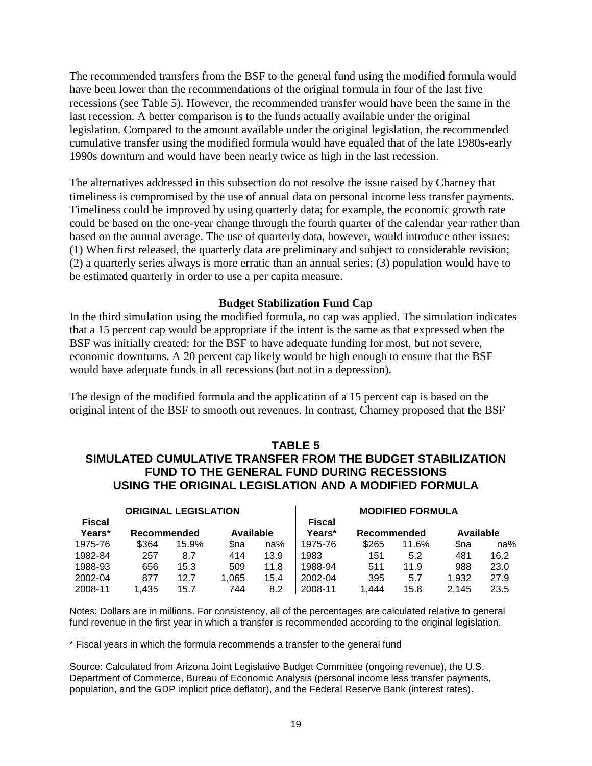The recommended transfers from the BSF to the general fund using the modified formula would have been lower than the recommendations of the original formula in four of the last five recessions (see Table 5). However, the recommended transfer would have been the same in the last recession. A better comparison is to the funds actually available under the original legislation. Compared to the amount available under the original legislation, the recommended cumulative transfer using the modified formula would have equaled that of the late 1980s-early 1990s downturn and would have been nearly twice as high in the last recession.

The alternatives addressed in this subsection do not resolve the issue raised by Charney that timeliness is compromised by the use of annual data on personal income less transfer payments. Timeliness could be improved by using quarterly data; for example, the economic growth rate could be based on the one-year change through the fourth quarter of the calendar year rather than based on the annual average. The use of quarterly data, however, would introduce other issues: (1) When first released, the quarterly data are preliminary and subject to considerable revision; (2) a quarterly series always is more erratic than an annual series; (3) population would have to be estimated quarterly in order to use a per capita measure.

### Budget Stabilization Fund Cap

In the third simulation using the modified formula, no cap was applied. The simulation indicates that a 15 percent cap would be appropriate if the intent is the same as that expressed when the BSF was initially created: for the BSF to have adequate funding for most, but not severe, economic downturns. A 20 percent cap likely would be high enough to ensure that the BSF would have adequate funds in all recessions (but not in a depression).

The design of the modified formula and the application of a 15 percent cap is based on the original intent of the BSF to smooth out revenues. In contrast, Charney proposed that the BSF

**TABLE 5**
**SIMULATED CUMULATIVE TRANSFER FROM THE BUDGET STABILIZATION FUND TO THE GENERAL FUND DURING RECESSIONS USING THE ORIGINAL LEGISLATION AND A MODIFIED FORMULA**

| ORIGINAL LEGISLATION | | | | | MODIFIED FORMULA | | | | |
|---|---|---|---|---|---|---|---|---|---|
| Fiscal Years* | Recommended | | Available | | Fiscal Years* | Recommended | | Available | |
| 1975-76 | $364 | 15.9% | $na | na% | 1975-76 | $265 | 11.6% | $na | na% |
| 1982-84 | 257 | 8.7 | 414 | 13.9 | 1983 | 151 | 5.2 | 481 | 16.2 |
| 1988-93 | 656 | 15.3 | 509 | 11.8 | 1988-94 | 511 | 11.9 | 988 | 23.0 |
| 2002-04 | 877 | 12.7 | 1,065 | 15.4 | 2002-04 | 395 | 5.7 | 1,932 | 27.9 |
| 2008-11 | 1,435 | 15.7 | 744 | 8.2 | 2008-11 | 1,444 | 15.8 | 2,145 | 23.5 |

Notes: Dollars are in millions. For consistency, all of the percentages are calculated relative to general fund revenue in the first year in which a transfer is recommended according to the original legislation.

\* Fiscal years in which the formula recommends a transfer to the general fund

Source: Calculated from Arizona Joint Legislative Budget Committee (ongoing revenue), the U.S. Department of Commerce, Bureau of Economic Analysis (personal income less transfer payments, population, and the GDP implicit price deflator), and the Federal Reserve Bank (interest rates).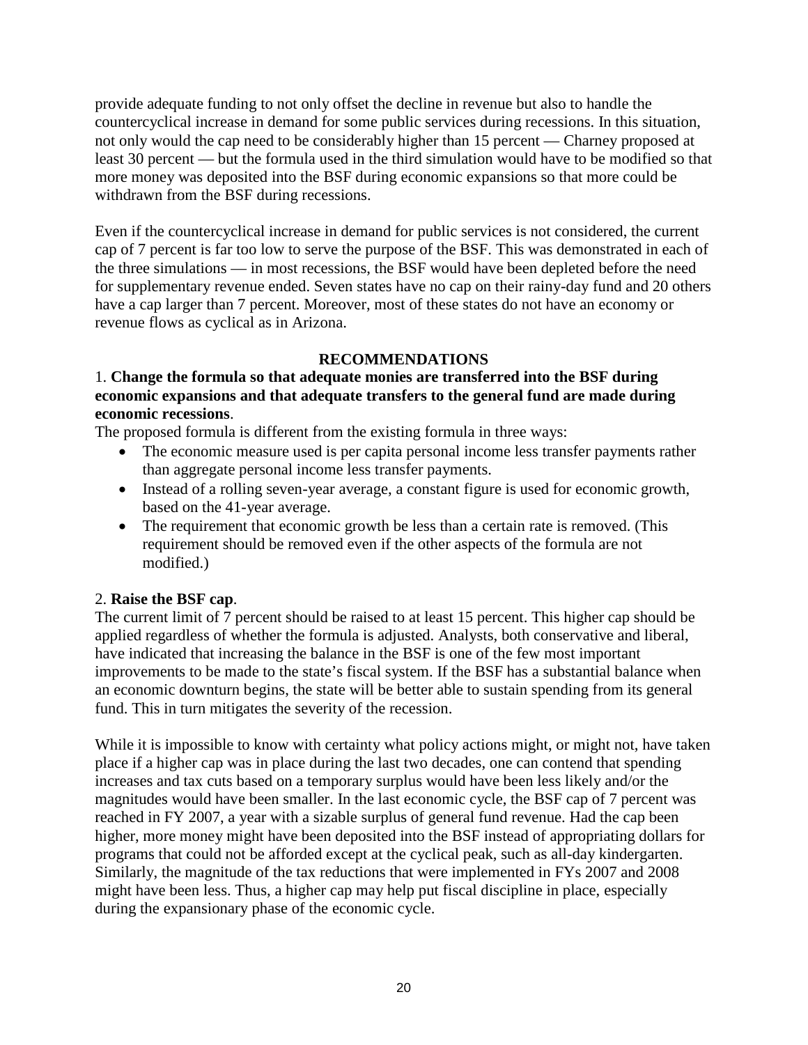provide adequate funding to not only offset the decline in revenue but also to handle the countercyclical increase in demand for some public services during recessions. In this situation, not only would the cap need to be considerably higher than 15 percent — Charney proposed at least 30 percent — but the formula used in the third simulation would have to be modified so that more money was deposited into the BSF during economic expansions so that more could be withdrawn from the BSF during recessions.

Even if the countercyclical increase in demand for public services is not considered, the current cap of 7 percent is far too low to serve the purpose of the BSF. This was demonstrated in each of the three simulations — in most recessions, the BSF would have been depleted before the need for supplementary revenue ended. Seven states have no cap on their rainy-day fund and 20 others have a cap larger than 7 percent. Moreover, most of these states do not have an economy or revenue flows as cyclical as in Arizona.

## RECOMMENDATIONS

1. **Change the formula so that adequate monies are transferred into the BSF during economic expansions and that adequate transfers to the general fund are made during economic recessions**.

The proposed formula is different from the existing formula in three ways:

- The economic measure used is per capita personal income less transfer payments rather than aggregate personal income less transfer payments.
- Instead of a rolling seven-year average, a constant figure is used for economic growth, based on the 41-year average.
- The requirement that economic growth be less than a certain rate is removed. (This requirement should be removed even if the other aspects of the formula are not modified.)

2. **Raise the BSF cap**.

The current limit of 7 percent should be raised to at least 15 percent. This higher cap should be applied regardless of whether the formula is adjusted. Analysts, both conservative and liberal, have indicated that increasing the balance in the BSF is one of the few most important improvements to be made to the state's fiscal system. If the BSF has a substantial balance when an economic downturn begins, the state will be better able to sustain spending from its general fund. This in turn mitigates the severity of the recession.

While it is impossible to know with certainty what policy actions might, or might not, have taken place if a higher cap was in place during the last two decades, one can contend that spending increases and tax cuts based on a temporary surplus would have been less likely and/or the magnitudes would have been smaller. In the last economic cycle, the BSF cap of 7 percent was reached in FY 2007, a year with a sizable surplus of general fund revenue. Had the cap been higher, more money might have been deposited into the BSF instead of appropriating dollars for programs that could not be afforded except at the cyclical peak, such as all-day kindergarten. Similarly, the magnitude of the tax reductions that were implemented in FYs 2007 and 2008 might have been less. Thus, a higher cap may help put fiscal discipline in place, especially during the expansionary phase of the economic cycle.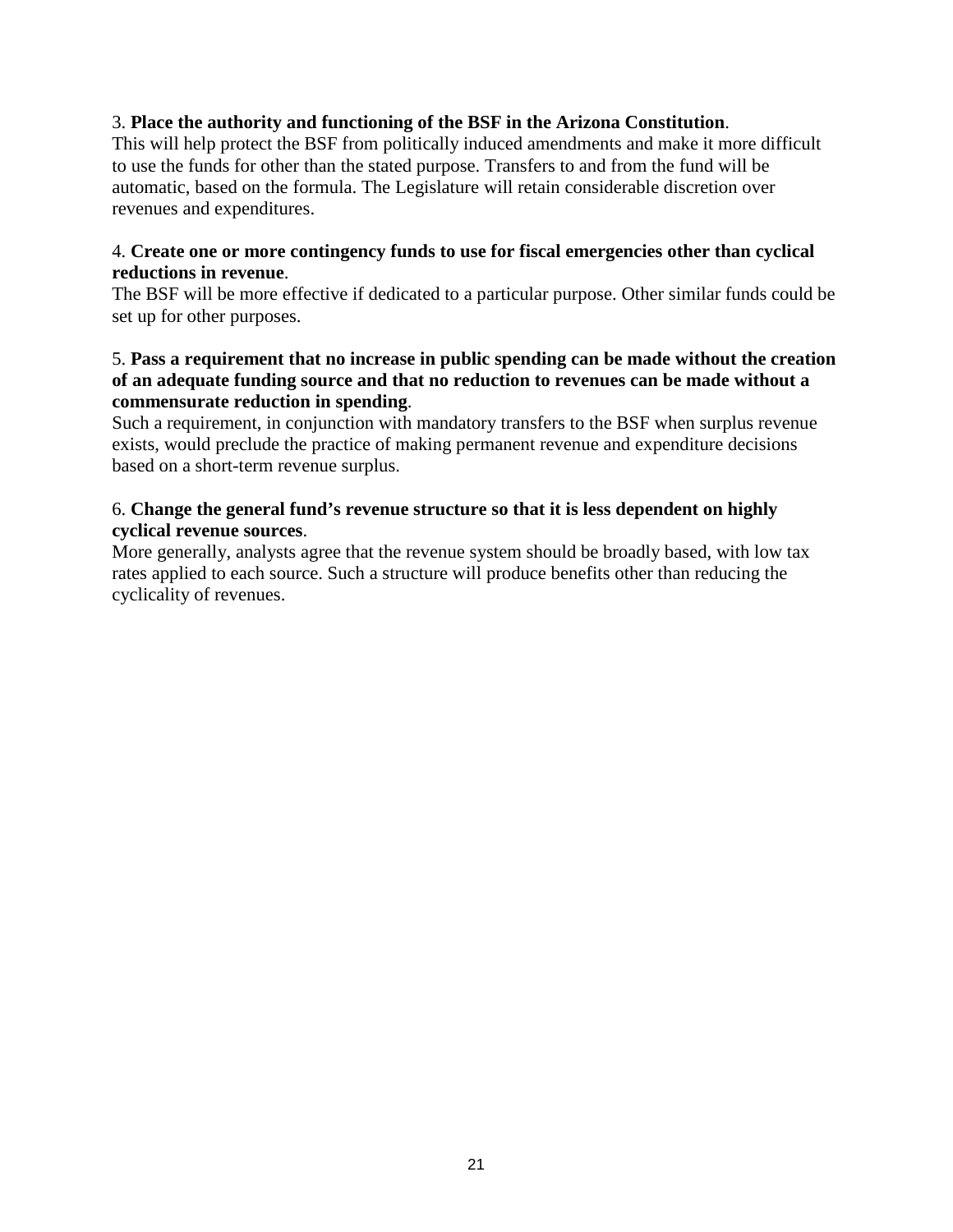3. **Place the authority and functioning of the BSF in the Arizona Constitution**.
This will help protect the BSF from politically induced amendments and make it more difficult to use the funds for other than the stated purpose. Transfers to and from the fund will be automatic, based on the formula. The Legislature will retain considerable discretion over revenues and expenditures.

4. **Create one or more contingency funds to use for fiscal emergencies other than cyclical reductions in revenue**.
The BSF will be more effective if dedicated to a particular purpose. Other similar funds could be set up for other purposes.

5. **Pass a requirement that no increase in public spending can be made without the creation of an adequate funding source and that no reduction to revenues can be made without a commensurate reduction in spending**.
Such a requirement, in conjunction with mandatory transfers to the BSF when surplus revenue exists, would preclude the practice of making permanent revenue and expenditure decisions based on a short-term revenue surplus.

6. **Change the general fund's revenue structure so that it is less dependent on highly cyclical revenue sources**.
More generally, analysts agree that the revenue system should be broadly based, with low tax rates applied to each source. Such a structure will produce benefits other than reducing the cyclicality of revenues.